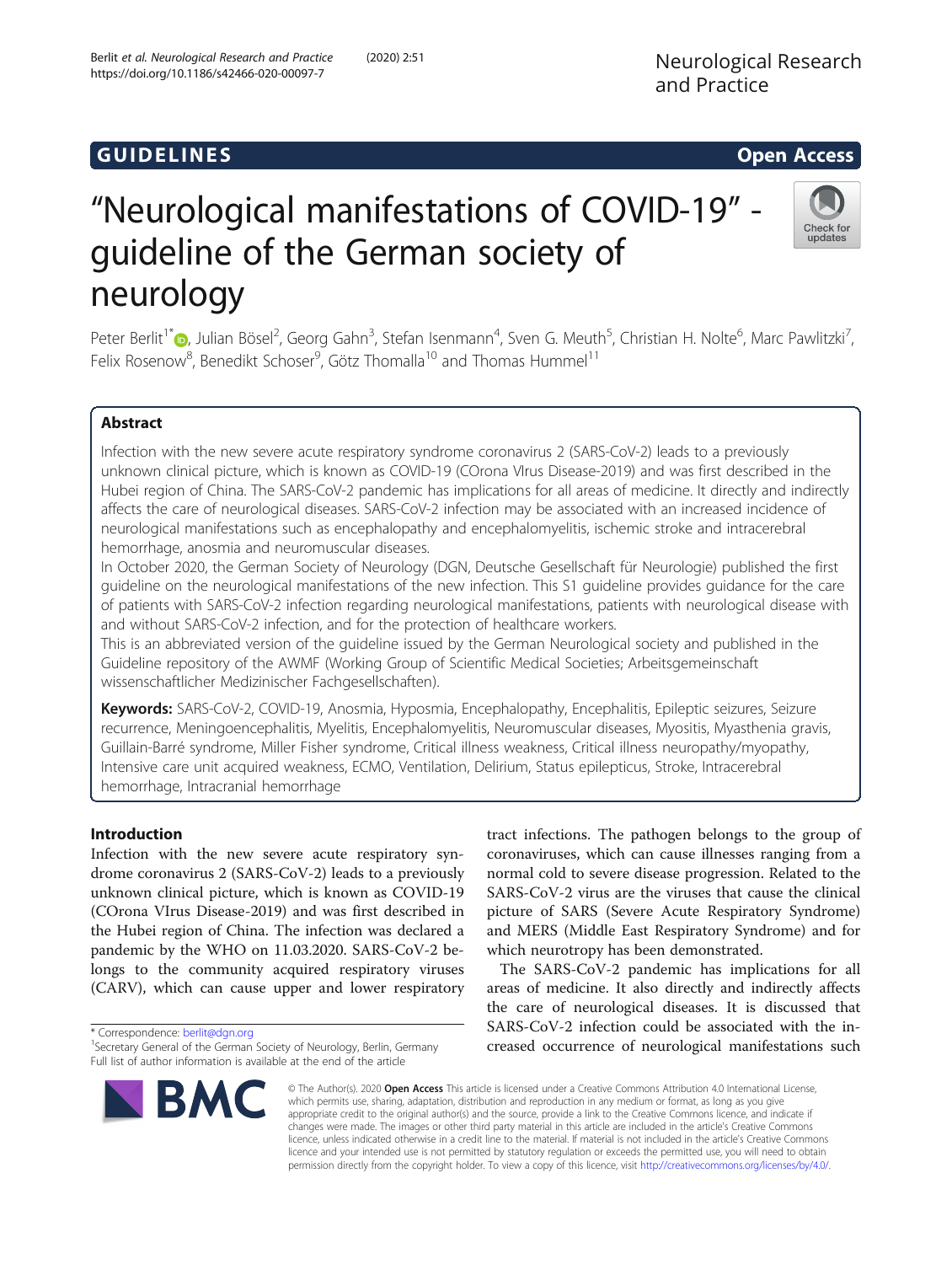GUIDELINES

Open Access

# "Neurological manifestations of COVID-19" - guideline of the German society of neurology

Peter Berlit[1*], Julian Bösel[2], Georg Gahn[3], Stefan Isenmann[4], Sven G. Meuth[5], Christian H. Nolte[6], Marc Pawlitzki[7], Felix Rosenow[8], Benedikt Schoser[9], Götz Thomalla[10] and Thomas Hummel[11]

## Abstract

Infection with the new severe acute respiratory syndrome coronavirus 2 (SARS-CoV-2) leads to a previously unknown clinical picture, which is known as COVID-19 (COrona VIrus Disease-2019) and was first described in the Hubei region of China. The SARS-CoV-2 pandemic has implications for all areas of medicine. It directly and indirectly affects the care of neurological diseases. SARS-CoV-2 infection may be associated with an increased incidence of neurological manifestations such as encephalopathy and encephalomyelitis, ischemic stroke and intracerebral hemorrhage, anosmia and neuromuscular diseases.

In October 2020, the German Society of Neurology (DGN, Deutsche Gesellschaft für Neurologie) published the first guideline on the neurological manifestations of the new infection. This S1 guideline provides guidance for the care of patients with SARS-CoV-2 infection regarding neurological manifestations, patients with neurological disease with and without SARS-CoV-2 infection, and for the protection of healthcare workers.

This is an abbreviated version of the guideline issued by the German Neurological society and published in the Guideline repository of the AWMF (Working Group of Scientific Medical Societies; Arbeitsgemeinschaft wissenschaftlicher Medizinischer Fachgesellschaften).

**Keywords:** SARS-CoV-2, COVID-19, Anosmia, Hyposmia, Encephalopathy, Encephalitis, Epileptic seizures, Seizure recurrence, Meningoencephalitis, Myelitis, Encephalomyelitis, Neuromuscular diseases, Myositis, Myasthenia gravis, Guillain-Barré syndrome, Miller Fisher syndrome, Critical illness weakness, Critical illness neuropathy/myopathy, Intensive care unit acquired weakness, ECMO, Ventilation, Delirium, Status epilepticus, Stroke, Intracerebral hemorrhage, Intracranial hemorrhage

## Introduction

Infection with the new severe acute respiratory syndrome coronavirus 2 (SARS-CoV-2) leads to a previously unknown clinical picture, which is known as COVID-19 (COrona VIrus Disease-2019) and was first described in the Hubei region of China. The infection was declared a pandemic by the WHO on 11.03.2020. SARS-CoV-2 belongs to the community acquired respiratory viruses (CARV), which can cause upper and lower respiratory tract infections. The pathogen belongs to the group of coronaviruses, which can cause illnesses ranging from a normal cold to severe disease progression. Related to the SARS-CoV-2 virus are the viruses that cause the clinical picture of SARS (Severe Acute Respiratory Syndrome) and MERS (Middle East Respiratory Syndrome) and for which neurotropy has been demonstrated.

The SARS-CoV-2 pandemic has implications for all areas of medicine. It also directly and indirectly affects the care of neurological diseases. It is discussed that SARS-CoV-2 infection could be associated with the increased occurrence of neurological manifestations such

\* Correspondence: berlit@dgn.org
[1]Secretary General of the German Society of Neurology, Berlin, Germany
Full list of author information is available at the end of the article

© The Author(s). 2020 **Open Access** This article is licensed under a Creative Commons Attribution 4.0 International License, which permits use, sharing, adaptation, distribution and reproduction in any medium or format, as long as you give appropriate credit to the original author(s) and the source, provide a link to the Creative Commons licence, and indicate if changes were made. The images or other third party material in this article are included in the article's Creative Commons licence, unless indicated otherwise in a credit line to the material. If material is not included in the article's Creative Commons licence and your intended use is not permitted by statutory regulation or exceeds the permitted use, you will need to obtain permission directly from the copyright holder. To view a copy of this licence, visit http://creativecommons.org/licenses/by/4.0/.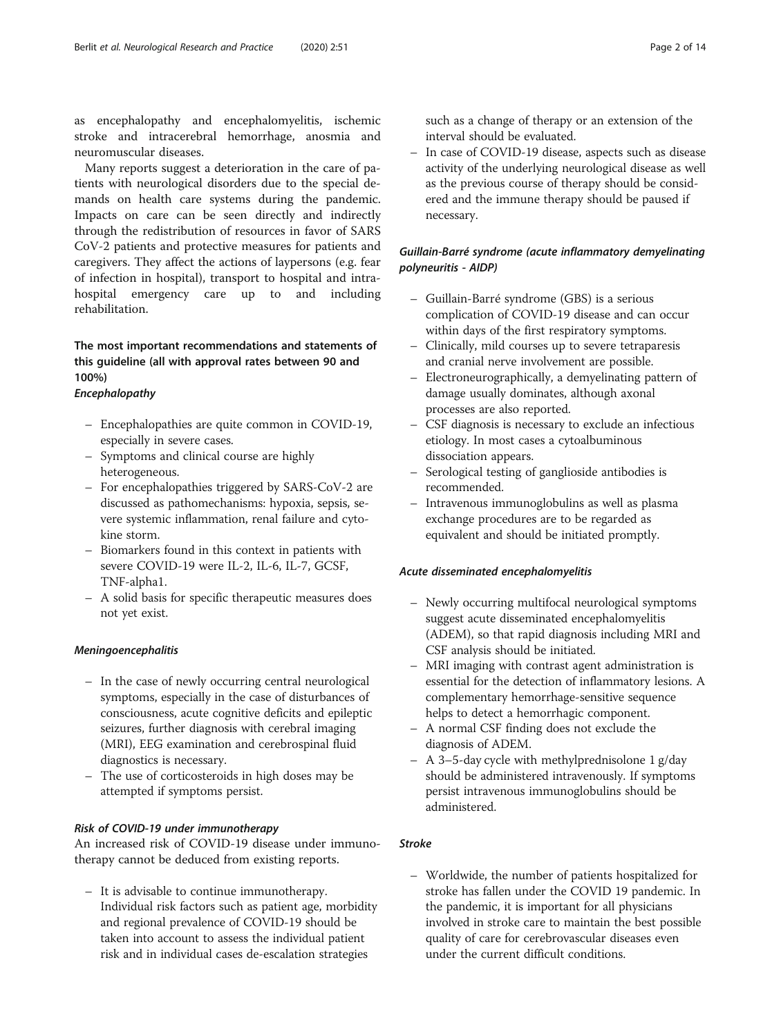as encephalopathy and encephalomyelitis, ischemic stroke and intracerebral hemorrhage, anosmia and neuromuscular diseases.

Many reports suggest a deterioration in the care of patients with neurological disorders due to the special demands on health care systems during the pandemic. Impacts on care can be seen directly and indirectly through the redistribution of resources in favor of SARS CoV-2 patients and protective measures for patients and caregivers. They affect the actions of laypersons (e.g. fear of infection in hospital), transport to hospital and intrahospital emergency care up to and including rehabilitation.

## The most important recommendations and statements of this guideline (all with approval rates between 90 and 100%)

### *Encephalopathy*

- Encephalopathies are quite common in COVID-19, especially in severe cases.
- Symptoms and clinical course are highly heterogeneous.
- For encephalopathies triggered by SARS-CoV-2 are discussed as pathomechanisms: hypoxia, sepsis, severe systemic inflammation, renal failure and cytokine storm.
- Biomarkers found in this context in patients with severe COVID-19 were IL-2, IL-6, IL-7, GCSF, TNF-alpha1.
- A solid basis for specific therapeutic measures does not yet exist.

### *Meningoencephalitis*

- In the case of newly occurring central neurological symptoms, especially in the case of disturbances of consciousness, acute cognitive deficits and epileptic seizures, further diagnosis with cerebral imaging (MRI), EEG examination and cerebrospinal fluid diagnostics is necessary.
- The use of corticosteroids in high doses may be attempted if symptoms persist.

### *Risk of COVID-19 under immunotherapy*

An increased risk of COVID-19 disease under immunotherapy cannot be deduced from existing reports.

- It is advisable to continue immunotherapy. Individual risk factors such as patient age, morbidity and regional prevalence of COVID-19 should be taken into account to assess the individual patient risk and in individual cases de-escalation strategies such as a change of therapy or an extension of the interval should be evaluated.
- In case of COVID-19 disease, aspects such as disease activity of the underlying neurological disease as well as the previous course of therapy should be considered and the immune therapy should be paused if necessary.

### *Guillain-Barré syndrome (acute inflammatory demyelinating polyneuritis - AIDP)*

- Guillain-Barré syndrome (GBS) is a serious complication of COVID-19 disease and can occur within days of the first respiratory symptoms.
- Clinically, mild courses up to severe tetraparesis and cranial nerve involvement are possible.
- Electroneurographically, a demyelinating pattern of damage usually dominates, although axonal processes are also reported.
- CSF diagnosis is necessary to exclude an infectious etiology. In most cases a cytoalbuminous dissociation appears.
- Serological testing of ganglioside antibodies is recommended.
- Intravenous immunoglobulins as well as plasma exchange procedures are to be regarded as equivalent and should be initiated promptly.

### *Acute disseminated encephalomyelitis*

- Newly occurring multifocal neurological symptoms suggest acute disseminated encephalomyelitis (ADEM), so that rapid diagnosis including MRI and CSF analysis should be initiated.
- MRI imaging with contrast agent administration is essential for the detection of inflammatory lesions. A complementary hemorrhage-sensitive sequence helps to detect a hemorrhagic component.
- A normal CSF finding does not exclude the diagnosis of ADEM.
- A 3–5-day cycle with methylprednisolone 1 g/day should be administered intravenously. If symptoms persist intravenous immunoglobulins should be administered.

### *Stroke*

- Worldwide, the number of patients hospitalized for stroke has fallen under the COVID 19 pandemic. In the pandemic, it is important for all physicians involved in stroke care to maintain the best possible quality of care for cerebrovascular diseases even under the current difficult conditions.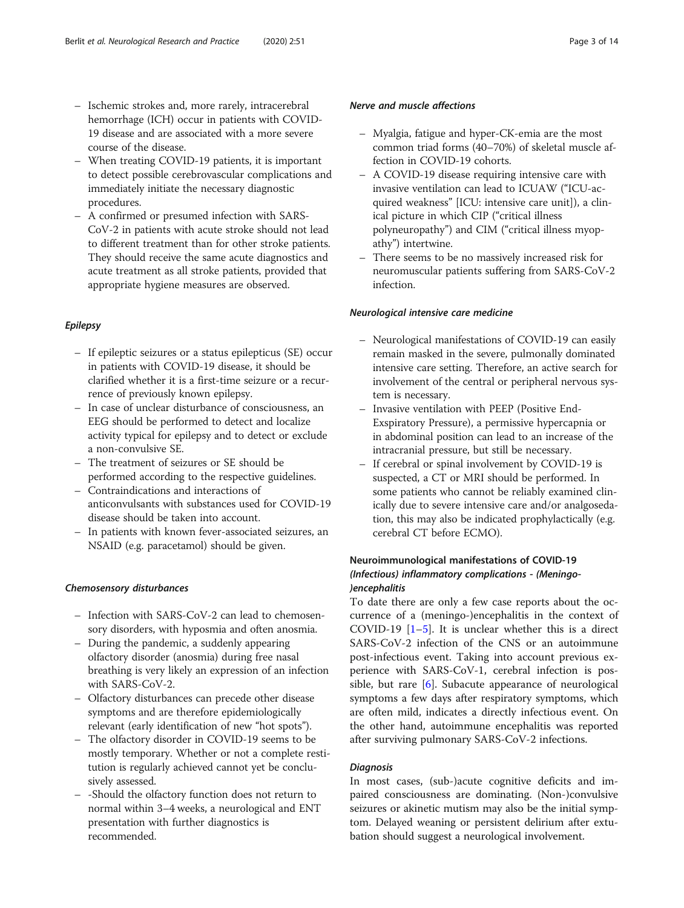- Ischemic strokes and, more rarely, intracerebral hemorrhage (ICH) occur in patients with COVID-19 disease and are associated with a more severe course of the disease.
- When treating COVID-19 patients, it is important to detect possible cerebrovascular complications and immediately initiate the necessary diagnostic procedures.
- A confirmed or presumed infection with SARS-CoV-2 in patients with acute stroke should not lead to different treatment than for other stroke patients. They should receive the same acute diagnostics and acute treatment as all stroke patients, provided that appropriate hygiene measures are observed.

#### *Epilepsy*

- If epileptic seizures or a status epilepticus (SE) occur in patients with COVID-19 disease, it should be clarified whether it is a first-time seizure or a recurrence of previously known epilepsy.
- In case of unclear disturbance of consciousness, an EEG should be performed to detect and localize activity typical for epilepsy and to detect or exclude a non-convulsive SE.
- The treatment of seizures or SE should be performed according to the respective guidelines.
- Contraindications and interactions of anticonvulsants with substances used for COVID-19 disease should be taken into account.
- In patients with known fever-associated seizures, an NSAID (e.g. paracetamol) should be given.

#### *Chemosensory disturbances*

- Infection with SARS-CoV-2 can lead to chemosensory disorders, with hyposmia and often anosmia.
- During the pandemic, a suddenly appearing olfactory disorder (anosmia) during free nasal breathing is very likely an expression of an infection with SARS-CoV-2.
- Olfactory disturbances can precede other disease symptoms and are therefore epidemiologically relevant (early identification of new "hot spots").
- The olfactory disorder in COVID-19 seems to be mostly temporary. Whether or not a complete restitution is regularly achieved cannot yet be conclusively assessed.
- -Should the olfactory function does not return to normal within 3–4 weeks, a neurological and ENT presentation with further diagnostics is recommended.

#### *Nerve and muscle affections*

- Myalgia, fatigue and hyper-CK-emia are the most common triad forms (40–70%) of skeletal muscle affection in COVID-19 cohorts.
- A COVID-19 disease requiring intensive care with invasive ventilation can lead to ICUAW ("ICU-acquired weakness" [ICU: intensive care unit]), a clinical picture in which CIP ("critical illness polyneuropathy") and CIM ("critical illness myopathy") intertwine.
- There seems to be no massively increased risk for neuromuscular patients suffering from SARS-CoV-2 infection.

#### *Neurological intensive care medicine*

- Neurological manifestations of COVID-19 can easily remain masked in the severe, pulmonally dominated intensive care setting. Therefore, an active search for involvement of the central or peripheral nervous system is necessary.
- Invasive ventilation with PEEP (Positive End-Exspiratory Pressure), a permissive hypercapnia or in abdominal position can lead to an increase of the intracranial pressure, but still be necessary.
- If cerebral or spinal involvement by COVID-19 is suspected, a CT or MRI should be performed. In some patients who cannot be reliably examined clinically due to severe intensive care and/or analgosedation, this may also be indicated prophylactically (e.g. cerebral CT before ECMO).

## Neuroimmunological manifestations of COVID-19

### *(Infectious) inflammatory complications - (Meningo-)encephalitis*

To date there are only a few case reports about the occurrence of a (meningo-)encephalitis in the context of COVID-19 [1–5]. It is unclear whether this is a direct SARS-CoV-2 infection of the CNS or an autoimmune post-infectious event. Taking into account previous experience with SARS-CoV-1, cerebral infection is possible, but rare [6]. Subacute appearance of neurological symptoms a few days after respiratory symptoms, which are often mild, indicates a directly infectious event. On the other hand, autoimmune encephalitis was reported after surviving pulmonary SARS-CoV-2 infections.

#### *Diagnosis*

In most cases, (sub-)acute cognitive deficits and impaired consciousness are dominating. (Non-)convulsive seizures or akinetic mutism may also be the initial symptom. Delayed weaning or persistent delirium after extubation should suggest a neurological involvement.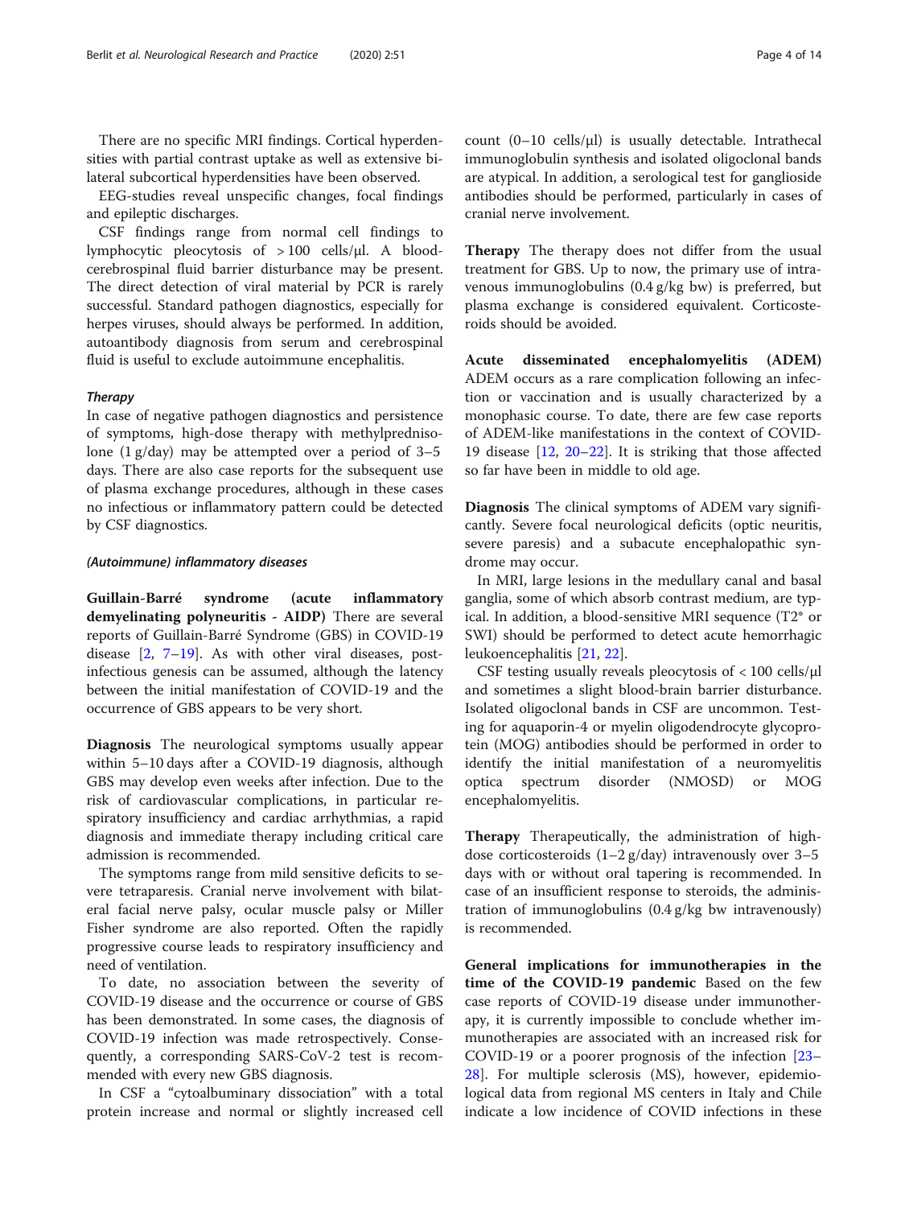There are no specific MRI findings. Cortical hyperdensities with partial contrast uptake as well as extensive bilateral subcortical hyperdensities have been observed.

EEG-studies reveal unspecific changes, focal findings and epileptic discharges.

CSF findings range from normal cell findings to lymphocytic pleocytosis of > 100 cells/μl. A blood-cerebrospinal fluid barrier disturbance may be present. The direct detection of viral material by PCR is rarely successful. Standard pathogen diagnostics, especially for herpes viruses, should always be performed. In addition, autoantibody diagnosis from serum and cerebrospinal fluid is useful to exclude autoimmune encephalitis.

#### Therapy

In case of negative pathogen diagnostics and persistence of symptoms, high-dose therapy with methylprednisolone (1 g/day) may be attempted over a period of 3–5 days. There are also case reports for the subsequent use of plasma exchange procedures, although in these cases no infectious or inflammatory pattern could be detected by CSF diagnostics.

#### (Autoimmune) inflammatory diseases

**Guillain-Barré syndrome (acute inflammatory demyelinating polyneuritis - AIDP)** There are several reports of Guillain-Barré Syndrome (GBS) in COVID-19 disease [2, 7–19]. As with other viral diseases, post-infectious genesis can be assumed, although the latency between the initial manifestation of COVID-19 and the occurrence of GBS appears to be very short.

**Diagnosis** The neurological symptoms usually appear within 5–10 days after a COVID-19 diagnosis, although GBS may develop even weeks after infection. Due to the risk of cardiovascular complications, in particular respiratory insufficiency and cardiac arrhythmias, a rapid diagnosis and immediate therapy including critical care admission is recommended.

The symptoms range from mild sensitive deficits to severe tetraparesis. Cranial nerve involvement with bilateral facial nerve palsy, ocular muscle palsy or Miller Fisher syndrome are also reported. Often the rapidly progressive course leads to respiratory insufficiency and need of ventilation.

To date, no association between the severity of COVID-19 disease and the occurrence or course of GBS has been demonstrated. In some cases, the diagnosis of COVID-19 infection was made retrospectively. Consequently, a corresponding SARS-CoV-2 test is recommended with every new GBS diagnosis.

In CSF a "cytoalbuminary dissociation" with a total protein increase and normal or slightly increased cell count (0–10 cells/μl) is usually detectable. Intrathecal immunoglobulin synthesis and isolated oligoclonal bands are atypical. In addition, a serological test for ganglioside antibodies should be performed, particularly in cases of cranial nerve involvement.

**Therapy** The therapy does not differ from the usual treatment for GBS. Up to now, the primary use of intravenous immunoglobulins (0.4 g/kg bw) is preferred, but plasma exchange is considered equivalent. Corticosteroids should be avoided.

**Acute disseminated encephalomyelitis (ADEM)** ADEM occurs as a rare complication following an infection or vaccination and is usually characterized by a monophasic course. To date, there are few case reports of ADEM-like manifestations in the context of COVID-19 disease [12, 20–22]. It is striking that those affected so far have been in middle to old age.

**Diagnosis** The clinical symptoms of ADEM vary significantly. Severe focal neurological deficits (optic neuritis, severe paresis) and a subacute encephalopathic syndrome may occur.

In MRI, large lesions in the medullary canal and basal ganglia, some of which absorb contrast medium, are typical. In addition, a blood-sensitive MRI sequence (T2* or SWI) should be performed to detect acute hemorrhagic leukoencephalitis [21, 22].

CSF testing usually reveals pleocytosis of < 100 cells/μl and sometimes a slight blood-brain barrier disturbance. Isolated oligoclonal bands in CSF are uncommon. Testing for aquaporin-4 or myelin oligodendrocyte glycoprotein (MOG) antibodies should be performed in order to identify the initial manifestation of a neuromyelitis optica spectrum disorder (NMOSD) or MOG encephalomyelitis.

**Therapy** Therapeutically, the administration of high-dose corticosteroids (1–2 g/day) intravenously over 3–5 days with or without oral tapering is recommended. In case of an insufficient response to steroids, the administration of immunoglobulins (0.4 g/kg bw intravenously) is recommended.

**General implications for immunotherapies in the time of the COVID-19 pandemic** Based on the few case reports of COVID-19 disease under immunotherapy, it is currently impossible to conclude whether immunotherapies are associated with an increased risk for COVID-19 or a poorer prognosis of the infection [23–28]. For multiple sclerosis (MS), however, epidemiological data from regional MS centers in Italy and Chile indicate a low incidence of COVID infections in these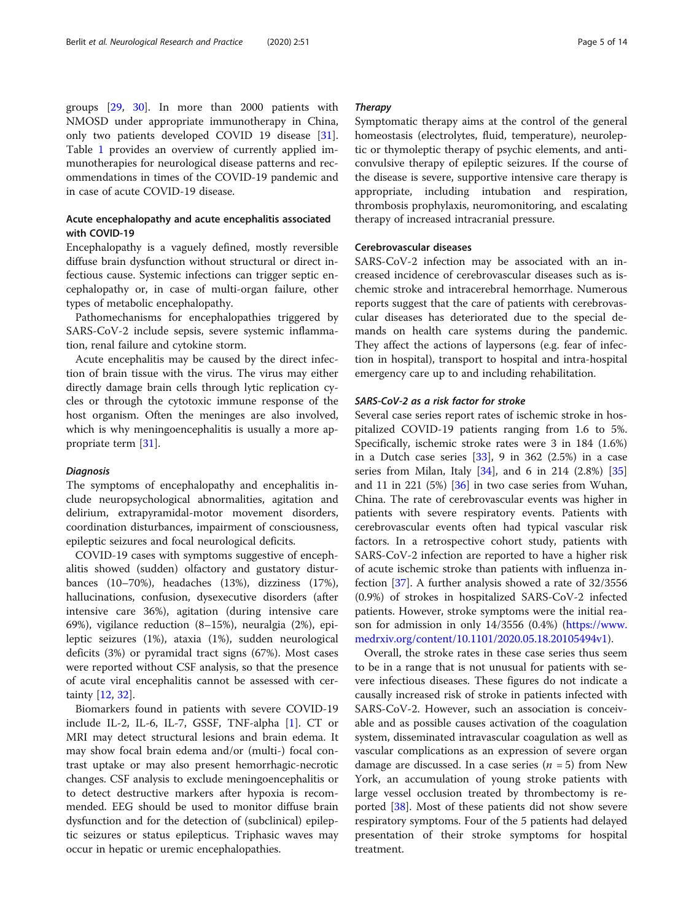groups [29, 30]. In more than 2000 patients with NMOSD under appropriate immunotherapy in China, only two patients developed COVID 19 disease [31]. Table 1 provides an overview of currently applied immunotherapies for neurological disease patterns and recommendations in times of the COVID-19 pandemic and in case of acute COVID-19 disease.

## Acute encephalopathy and acute encephalitis associated with COVID-19

Encephalopathy is a vaguely defined, mostly reversible diffuse brain dysfunction without structural or direct infectious cause. Systemic infections can trigger septic encephalopathy or, in case of multi-organ failure, other types of metabolic encephalopathy.

Pathomechanisms for encephalopathies triggered by SARS-CoV-2 include sepsis, severe systemic inflammation, renal failure and cytokine storm.

Acute encephalitis may be caused by the direct infection of brain tissue with the virus. The virus may either directly damage brain cells through lytic replication cycles or through the cytotoxic immune response of the host organism. Often the meninges are also involved, which is why meningoencephalitis is usually a more appropriate term [31].

### *Diagnosis*

The symptoms of encephalopathy and encephalitis include neuropsychological abnormalities, agitation and delirium, extrapyramidal-motor movement disorders, coordination disturbances, impairment of consciousness, epileptic seizures and focal neurological deficits.

COVID-19 cases with symptoms suggestive of encephalitis showed (sudden) olfactory and gustatory disturbances (10–70%), headaches (13%), dizziness (17%), hallucinations, confusion, dysexecutive disorders (after intensive care 36%), agitation (during intensive care 69%), vigilance reduction (8–15%), neuralgia (2%), epileptic seizures (1%), ataxia (1%), sudden neurological deficits (3%) or pyramidal tract signs (67%). Most cases were reported without CSF analysis, so that the presence of acute viral encephalitis cannot be assessed with certainty [12, 32].

Biomarkers found in patients with severe COVID-19 include IL-2, IL-6, IL-7, GSSF, TNF-alpha [1]. CT or MRI may detect structural lesions and brain edema. It may show focal brain edema and/or (multi-) focal contrast uptake or may also present hemorrhagic-necrotic changes. CSF analysis to exclude meningoencephalitis or to detect destructive markers after hypoxia is recommended. EEG should be used to monitor diffuse brain dysfunction and for the detection of (subclinical) epileptic seizures or status epilepticus. Triphasic waves may occur in hepatic or uremic encephalopathies.

### *Therapy*

Symptomatic therapy aims at the control of the general homeostasis (electrolytes, fluid, temperature), neuroleptic or thymoleptic therapy of psychic elements, and anticonvulsive therapy of epileptic seizures. If the course of the disease is severe, supportive intensive care therapy is appropriate, including intubation and respiration, thrombosis prophylaxis, neuromonitoring, and escalating therapy of increased intracranial pressure.

## Cerebrovascular diseases

SARS-CoV-2 infection may be associated with an increased incidence of cerebrovascular diseases such as ischemic stroke and intracerebral hemorrhage. Numerous reports suggest that the care of patients with cerebrovascular diseases has deteriorated due to the special demands on health care systems during the pandemic. They affect the actions of laypersons (e.g. fear of infection in hospital), transport to hospital and intra-hospital emergency care up to and including rehabilitation.

### *SARS-CoV-2 as a risk factor for stroke*

Several case series report rates of ischemic stroke in hospitalized COVID-19 patients ranging from 1.6 to 5%. Specifically, ischemic stroke rates were 3 in 184 (1.6%) in a Dutch case series [33], 9 in 362 (2.5%) in a case series from Milan, Italy [34], and 6 in 214 (2.8%) [35] and 11 in 221 (5%) [36] in two case series from Wuhan, China. The rate of cerebrovascular events was higher in patients with severe respiratory events. Patients with cerebrovascular events often had typical vascular risk factors. In a retrospective cohort study, patients with SARS-CoV-2 infection are reported to have a higher risk of acute ischemic stroke than patients with influenza infection [37]. A further analysis showed a rate of 32/3556 (0.9%) of strokes in hospitalized SARS-CoV-2 infected patients. However, stroke symptoms were the initial reason for admission in only 14/3556 (0.4%) (https://www.medrxiv.org/content/10.1101/2020.05.18.20105494v1).

Overall, the stroke rates in these case series thus seem to be in a range that is not unusual for patients with severe infectious diseases. These figures do not indicate a causally increased risk of stroke in patients infected with SARS-CoV-2. However, such an association is conceivable and as possible causes activation of the coagulation system, disseminated intravascular coagulation as well as vascular complications as an expression of severe organ damage are discussed. In a case series ($n$ = 5) from New York, an accumulation of young stroke patients with large vessel occlusion treated by thrombectomy is reported [38]. Most of these patients did not show severe respiratory symptoms. Four of the 5 patients had delayed presentation of their stroke symptoms for hospital treatment.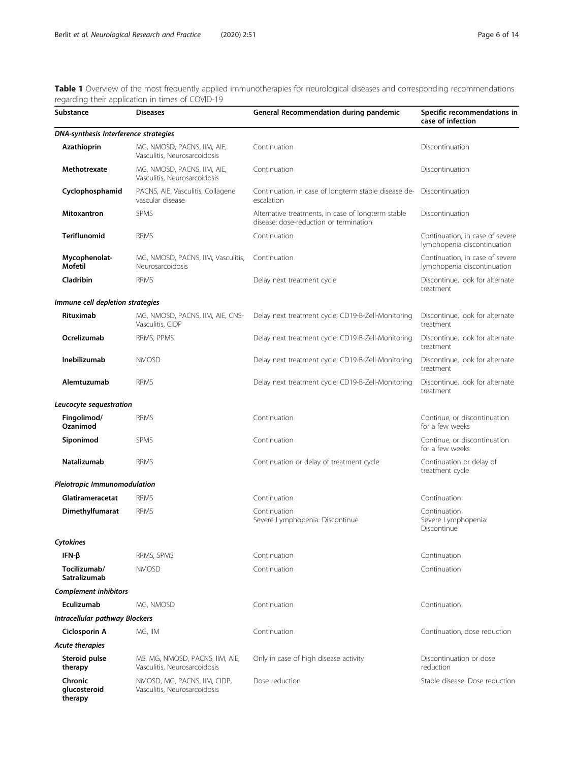**Table 1** Overview of the most frequently applied immunotherapies for neurological diseases and corresponding recommendations regarding their application in times of COVID-19

| Substance | Diseases | General Recommendation during pandemic | Specific recommendations in case of infection |
|---|---|---|---|
| ***DNA-synthesis Interference strategies*** | | | |
| **Azathioprin** | MG, NMOSD, PACNS, IIM, AIE, Vasculitis, Neurosarcoidosis | Continuation | Discontinuation |
| **Methotrexate** | MG, NMOSD, PACNS, IIM, AIE, Vasculitis, Neurosarcoidosis | Continuation | Discontinuation |
| **Cyclophosphamid** | PACNS, AIE, Vasculitis, Collagene vascular disease | Continuation, in case of longterm stable disease de-escalation | Discontinuation |
| **Mitoxantron** | SPMS | Alternative treatments, in case of longterm stable disease: dose-reduction or termination | Discontinuation |
| **Teriflunomid** | RRMS | Continuation | Continuation, in case of severe lymphopenia discontinuation |
| **Mycophenolat-Mofetil** | MG, NMOSD, PACNS, IIM, Vasculitis, Neurosarcoidosis | Continuation | Continuation, in case of severe lymphopenia discontinuation |
| **Cladribin** | RRMS | Delay next treatment cycle | Discontinue, look for alternate treatment |
| ***Immune cell depletion strategies*** | | | |
| **Rituximab** | MG, NMOSD, PACNS, IIM, AIE, CNS-Vasculitis, CIDP | Delay next treatment cycle; CD19-B-Zell-Monitoring | Discontinue, look for alternate treatment |
| **Ocrelizumab** | RRMS, PPMS | Delay next treatment cycle; CD19-B-Zell-Monitoring | Discontinue, look for alternate treatment |
| **Inebilizumab** | NMOSD | Delay next treatment cycle; CD19-B-Zell-Monitoring | Discontinue, look for alternate treatment |
| **Alemtuzumab** | RRMS | Delay next treatment cycle; CD19-B-Zell-Monitoring | Discontinue, look for alternate treatment |
| ***Leucocyte sequestration*** | | | |
| **Fingolimod/ Ozanimod** | RRMS | Continuation | Continue, or discontinuation for a few weeks |
| **Siponimod** | SPMS | Continuation | Continue, or discontinuation for a few weeks |
| **Natalizumab** | RRMS | Continuation or delay of treatment cycle | Continuation or delay of treatment cycle |
| ***Pleiotropic Immunomodulation*** | | | |
| **Glatirameracetat** | RRMS | Continuation | Continuation |
| **Dimethylfumarat** | RRMS | Continuation<br>Severe Lymphopenia: Discontinue | Continuation<br>Severe Lymphopenia: Discontinue |
| ***Cytokines*** | | | |
| **IFN-β** | RRMS, SPMS | Continuation | Continuation |
| **Tocilizumab/ Satralizumab** | NMOSD | Continuation | Continuation |
| ***Complement inhibitors*** | | | |
| **Eculizumab** | MG, NMOSD | Continuation | Continuation |
| ***Intracellular pathway Blockers*** | | | |
| **Ciclosporin A** | MG, IIM | Continuation | Continuation, dose reduction |
| ***Acute therapies*** | | | |
| **Steroid pulse therapy** | MS, MG, NMOSD, PACNS, IIM, AIE, Vasculitis, Neurosarcoidosis | Only in case of high disease activity | Discontinuation or dose reduction |
| **Chronic glucosteroid therapy** | NMOSD, MG, PACNS, IIM, CIDP, Vasculitis, Neurosarcoidosis | Dose reduction | Stable disease: Dose reduction |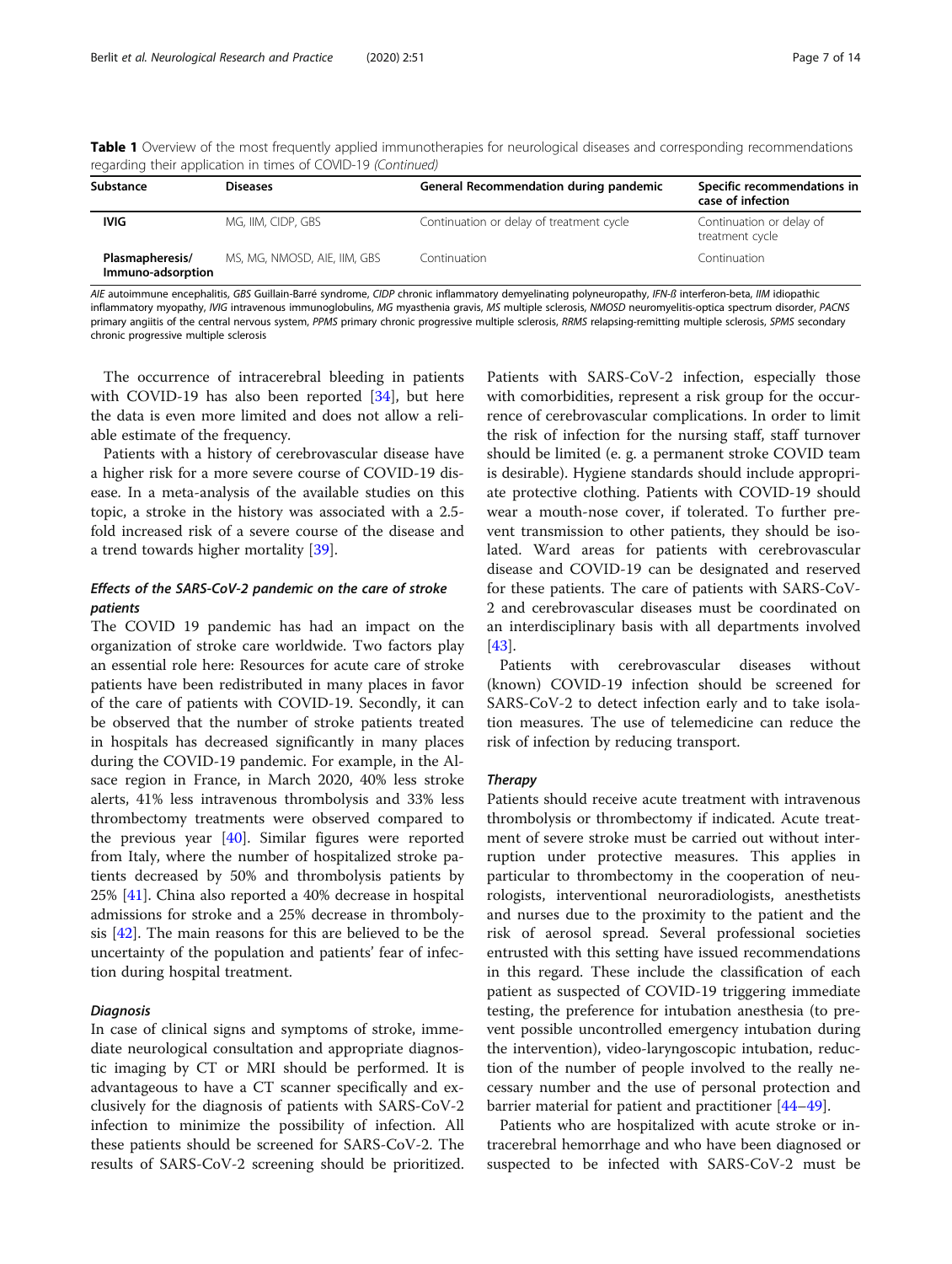**Table 1** Overview of the most frequently applied immunotherapies for neurological diseases and corresponding recommendations regarding their application in times of COVID-19 *(Continued)*

| Substance | Diseases | General Recommendation during pandemic | Specific recommendations in case of infection |
|---|---|---|---|
| **IVIG** | MG, IIM, CIDP, GBS | Continuation or delay of treatment cycle | Continuation or delay of treatment cycle |
| **Plasmapheresis/ Immuno-adsorption** | MS, MG, NMOSD, AIE, IIM, GBS | Continuation | Continuation |

*AIE* autoimmune encephalitis, *GBS* Guillain-Barré syndrome, *CIDP* chronic inflammatory demyelinating polyneuropathy, *IFN-ß* interferon-beta, *IIM* idiopathic inflammatory myopathy, *IVIG* intravenous immunoglobulins, *MG* myasthenia gravis, *MS* multiple sclerosis, *NMOSD* neuromyelitis-optica spectrum disorder, *PACNS* primary angiitis of the central nervous system, *PPMS* primary chronic progressive multiple sclerosis, *RRMS* relapsing-remitting multiple sclerosis, *SPMS* secondary chronic progressive multiple sclerosis

The occurrence of intracerebral bleeding in patients with COVID-19 has also been reported [34], but here the data is even more limited and does not allow a reliable estimate of the frequency.

Patients with a history of cerebrovascular disease have a higher risk for a more severe course of COVID-19 disease. In a meta-analysis of the available studies on this topic, a stroke in the history was associated with a 2.5-fold increased risk of a severe course of the disease and a trend towards higher mortality [39].

### *Effects of the SARS-CoV-2 pandemic on the care of stroke patients*

The COVID 19 pandemic has had an impact on the organization of stroke care worldwide. Two factors play an essential role here: Resources for acute care of stroke patients have been redistributed in many places in favor of the care of patients with COVID-19. Secondly, it can be observed that the number of stroke patients treated in hospitals has decreased significantly in many places during the COVID-19 pandemic. For example, in the Alsace region in France, in March 2020, 40% less stroke alerts, 41% less intravenous thrombolysis and 33% less thrombectomy treatments were observed compared to the previous year [40]. Similar figures were reported from Italy, where the number of hospitalized stroke patients decreased by 50% and thrombolysis patients by 25% [41]. China also reported a 40% decrease in hospital admissions for stroke and a 25% decrease in thrombolysis [42]. The main reasons for this are believed to be the uncertainty of the population and patients' fear of infection during hospital treatment.

### *Diagnosis*

In case of clinical signs and symptoms of stroke, immediate neurological consultation and appropriate diagnostic imaging by CT or MRI should be performed. It is advantageous to have a CT scanner specifically and exclusively for the diagnosis of patients with SARS-CoV-2 infection to minimize the possibility of infection. All these patients should be screened for SARS-CoV-2. The results of SARS-CoV-2 screening should be prioritized. Patients with SARS-CoV-2 infection, especially those with comorbidities, represent a risk group for the occurrence of cerebrovascular complications. In order to limit the risk of infection for the nursing staff, staff turnover should be limited (e. g. a permanent stroke COVID team is desirable). Hygiene standards should include appropriate protective clothing. Patients with COVID-19 should wear a mouth-nose cover, if tolerated. To further prevent transmission to other patients, they should be isolated. Ward areas for patients with cerebrovascular disease and COVID-19 can be designated and reserved for these patients. The care of patients with SARS-CoV-2 and cerebrovascular diseases must be coordinated on an interdisciplinary basis with all departments involved [43].

Patients with cerebrovascular diseases without (known) COVID-19 infection should be screened for SARS-CoV-2 to detect infection early and to take isolation measures. The use of telemedicine can reduce the risk of infection by reducing transport.

### *Therapy*

Patients should receive acute treatment with intravenous thrombolysis or thrombectomy if indicated. Acute treatment of severe stroke must be carried out without interruption under protective measures. This applies in particular to thrombectomy in the cooperation of neurologists, interventional neuroradiologists, anesthetists and nurses due to the proximity to the patient and the risk of aerosol spread. Several professional societies entrusted with this setting have issued recommendations in this regard. These include the classification of each patient as suspected of COVID-19 triggering immediate testing, the preference for intubation anesthesia (to prevent possible uncontrolled emergency intubation during the intervention), video-laryngoscopic intubation, reduction of the number of people involved to the really necessary number and the use of personal protection and barrier material for patient and practitioner [44–49].

Patients who are hospitalized with acute stroke or intracerebral hemorrhage and who have been diagnosed or suspected to be infected with SARS-CoV-2 must be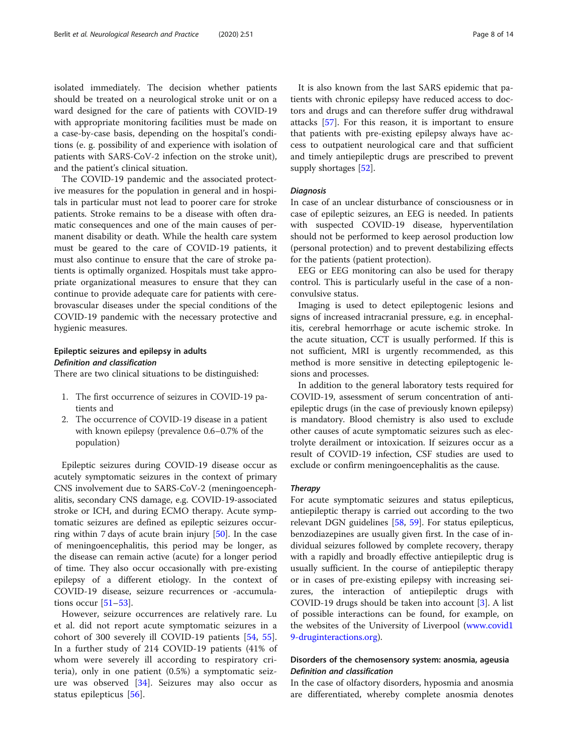isolated immediately. The decision whether patients should be treated on a neurological stroke unit or on a ward designed for the care of patients with COVID-19 with appropriate monitoring facilities must be made on a case-by-case basis, depending on the hospital's conditions (e. g. possibility of and experience with isolation of patients with SARS-CoV-2 infection on the stroke unit), and the patient's clinical situation.

The COVID-19 pandemic and the associated protective measures for the population in general and in hospitals in particular must not lead to poorer care for stroke patients. Stroke remains to be a disease with often dramatic consequences and one of the main causes of permanent disability or death. While the health care system must be geared to the care of COVID-19 patients, it must also continue to ensure that the care of stroke patients is optimally organized. Hospitals must take appropriate organizational measures to ensure that they can continue to provide adequate care for patients with cerebrovascular diseases under the special conditions of the COVID-19 pandemic with the necessary protective and hygienic measures.

## Epileptic seizures and epilepsy in adults

### *Definition and classification*

There are two clinical situations to be distinguished:

1. The first occurrence of seizures in COVID-19 patients and
2. The occurrence of COVID-19 disease in a patient with known epilepsy (prevalence 0.6–0.7% of the population)

Epileptic seizures during COVID-19 disease occur as acutely symptomatic seizures in the context of primary CNS involvement due to SARS-CoV-2 (meningoencephalitis, secondary CNS damage, e.g. COVID-19-associated stroke or ICH, and during ECMO therapy. Acute symptomatic seizures are defined as epileptic seizures occurring within 7 days of acute brain injury [50]. In the case of meningoencephalitis, this period may be longer, as the disease can remain active (acute) for a longer period of time. They also occur occasionally with pre-existing epilepsy of a different etiology. In the context of COVID-19 disease, seizure recurrences or -accumulations occur [51–53].

However, seizure occurrences are relatively rare. Lu et al. did not report acute symptomatic seizures in a cohort of 300 severely ill COVID-19 patients [54, 55]. In a further study of 214 COVID-19 patients (41% of whom were severely ill according to respiratory criteria), only in one patient (0.5%) a symptomatic seizure was observed [34]. Seizures may also occur as status epilepticus [56].

It is also known from the last SARS epidemic that patients with chronic epilepsy have reduced access to doctors and drugs and can therefore suffer drug withdrawal attacks [57]. For this reason, it is important to ensure that patients with pre-existing epilepsy always have access to outpatient neurological care and that sufficient and timely antiepileptic drugs are prescribed to prevent supply shortages [52].

### *Diagnosis*

In case of an unclear disturbance of consciousness or in case of epileptic seizures, an EEG is needed. In patients with suspected COVID-19 disease, hyperventilation should not be performed to keep aerosol production low (personal protection) and to prevent destabilizing effects for the patients (patient protection).

EEG or EEG monitoring can also be used for therapy control. This is particularly useful in the case of a non-convulsive status.

Imaging is used to detect epileptogenic lesions and signs of increased intracranial pressure, e.g. in encephalitis, cerebral hemorrhage or acute ischemic stroke. In the acute situation, CCT is usually performed. If this is not sufficient, MRI is urgently recommended, as this method is more sensitive in detecting epileptogenic lesions and processes.

In addition to the general laboratory tests required for COVID-19, assessment of serum concentration of antiepileptic drugs (in the case of previously known epilepsy) is mandatory. Blood chemistry is also used to exclude other causes of acute symptomatic seizures such as electrolyte derailment or intoxication. If seizures occur as a result of COVID-19 infection, CSF studies are used to exclude or confirm meningoencephalitis as the cause.

### *Therapy*

For acute symptomatic seizures and status epilepticus, antiepileptic therapy is carried out according to the two relevant DGN guidelines [58, 59]. For status epilepticus, benzodiazepines are usually given first. In the case of individual seizures followed by complete recovery, therapy with a rapidly and broadly effective antiepileptic drug is usually sufficient. In the course of antiepileptic therapy or in cases of pre-existing epilepsy with increasing seizures, the interaction of antiepileptic drugs with COVID-19 drugs should be taken into account [3]. A list of possible interactions can be found, for example, on the websites of the University of Liverpool (www.covid19-druginteractions.org).

## Disorders of the chemosensory system: anosmia, ageusia

### *Definition and classification*

In the case of olfactory disorders, hyposmia and anosmia are differentiated, whereby complete anosmia denotes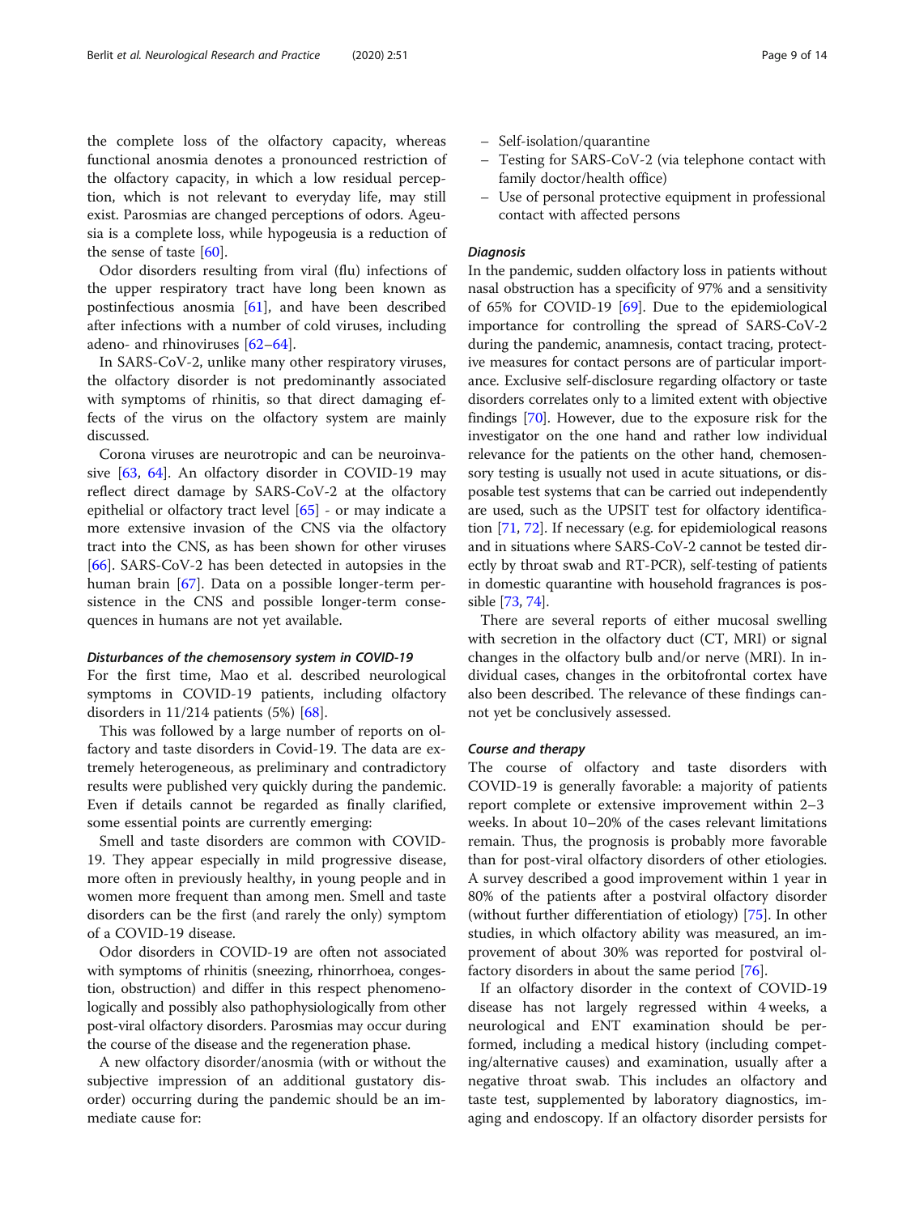the complete loss of the olfactory capacity, whereas functional anosmia denotes a pronounced restriction of the olfactory capacity, in which a low residual perception, which is not relevant to everyday life, may still exist. Parosmias are changed perceptions of odors. Ageusia is a complete loss, while hypogeusia is a reduction of the sense of taste [60].

Odor disorders resulting from viral (flu) infections of the upper respiratory tract have long been known as postinfectious anosmia [61], and have been described after infections with a number of cold viruses, including adeno- and rhinoviruses [62–64].

In SARS-CoV-2, unlike many other respiratory viruses, the olfactory disorder is not predominantly associated with symptoms of rhinitis, so that direct damaging effects of the virus on the olfactory system are mainly discussed.

Corona viruses are neurotropic and can be neuroinvasive [63, 64]. An olfactory disorder in COVID-19 may reflect direct damage by SARS-CoV-2 at the olfactory epithelial or olfactory tract level [65] - or may indicate a more extensive invasion of the CNS via the olfactory tract into the CNS, as has been shown for other viruses [66]. SARS-CoV-2 has been detected in autopsies in the human brain [67]. Data on a possible longer-term persistence in the CNS and possible longer-term consequences in humans are not yet available.

#### *Disturbances of the chemosensory system in COVID-19*

For the first time, Mao et al. described neurological symptoms in COVID-19 patients, including olfactory disorders in 11/214 patients (5%) [68].

This was followed by a large number of reports on olfactory and taste disorders in Covid-19. The data are extremely heterogeneous, as preliminary and contradictory results were published very quickly during the pandemic. Even if details cannot be regarded as finally clarified, some essential points are currently emerging:

Smell and taste disorders are common with COVID-19. They appear especially in mild progressive disease, more often in previously healthy, in young people and in women more frequent than among men. Smell and taste disorders can be the first (and rarely the only) symptom of a COVID-19 disease.

Odor disorders in COVID-19 are often not associated with symptoms of rhinitis (sneezing, rhinorrhoea, congestion, obstruction) and differ in this respect phenomenologically and possibly also pathophysiologically from other post-viral olfactory disorders. Parosmias may occur during the course of the disease and the regeneration phase.

A new olfactory disorder/anosmia (with or without the subjective impression of an additional gustatory disorder) occurring during the pandemic should be an immediate cause for:

- Self-isolation/quarantine
- Testing for SARS-CoV-2 (via telephone contact with family doctor/health office)
- Use of personal protective equipment in professional contact with affected persons

#### *Diagnosis*

In the pandemic, sudden olfactory loss in patients without nasal obstruction has a specificity of 97% and a sensitivity of 65% for COVID-19 [69]. Due to the epidemiological importance for controlling the spread of SARS-CoV-2 during the pandemic, anamnesis, contact tracing, protective measures for contact persons are of particular importance. Exclusive self-disclosure regarding olfactory or taste disorders correlates only to a limited extent with objective findings [70]. However, due to the exposure risk for the investigator on the one hand and rather low individual relevance for the patients on the other hand, chemosensory testing is usually not used in acute situations, or disposable test systems that can be carried out independently are used, such as the UPSIT test for olfactory identification [71, 72]. If necessary (e.g. for epidemiological reasons and in situations where SARS-CoV-2 cannot be tested directly by throat swab and RT-PCR), self-testing of patients in domestic quarantine with household fragrances is possible [73, 74].

There are several reports of either mucosal swelling with secretion in the olfactory duct (CT, MRI) or signal changes in the olfactory bulb and/or nerve (MRI). In individual cases, changes in the orbitofrontal cortex have also been described. The relevance of these findings cannot yet be conclusively assessed.

#### *Course and therapy*

The course of olfactory and taste disorders with COVID-19 is generally favorable: a majority of patients report complete or extensive improvement within 2–3 weeks. In about 10–20% of the cases relevant limitations remain. Thus, the prognosis is probably more favorable than for post-viral olfactory disorders of other etiologies. A survey described a good improvement within 1 year in 80% of the patients after a postviral olfactory disorder (without further differentiation of etiology) [75]. In other studies, in which olfactory ability was measured, an improvement of about 30% was reported for postviral olfactory disorders in about the same period [76].

If an olfactory disorder in the context of COVID-19 disease has not largely regressed within 4 weeks, a neurological and ENT examination should be performed, including a medical history (including competing/alternative causes) and examination, usually after a negative throat swab. This includes an olfactory and taste test, supplemented by laboratory diagnostics, imaging and endoscopy. If an olfactory disorder persists for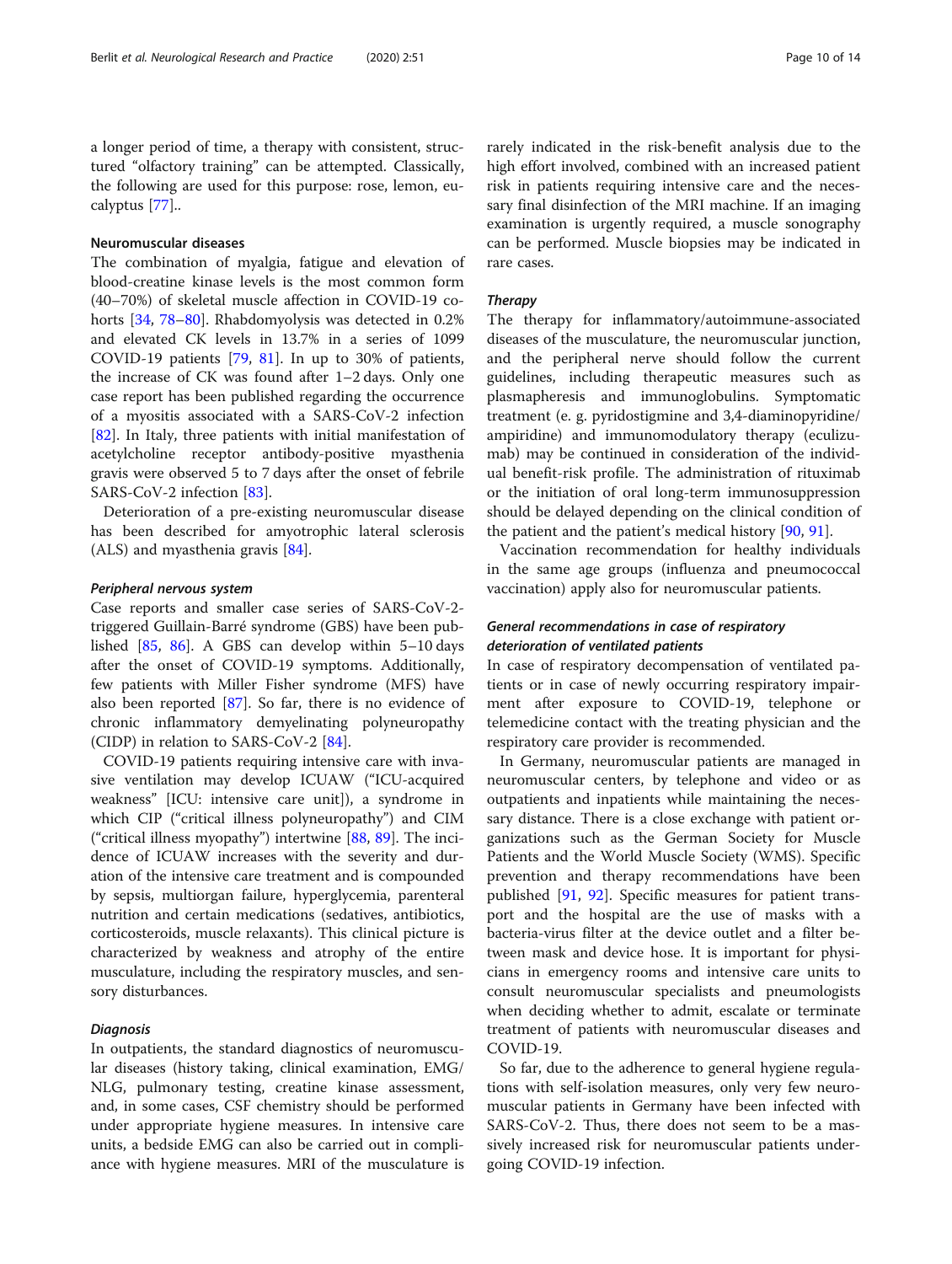a longer period of time, a therapy with consistent, structured "olfactory training" can be attempted. Classically, the following are used for this purpose: rose, lemon, eucalyptus [77]..

### Neuromuscular diseases

The combination of myalgia, fatigue and elevation of blood-creatine kinase levels is the most common form (40–70%) of skeletal muscle affection in COVID-19 cohorts [34, 78–80]. Rhabdomyolysis was detected in 0.2% and elevated CK levels in 13.7% in a series of 1099 COVID-19 patients [79, 81]. In up to 30% of patients, the increase of CK was found after 1–2 days. Only one case report has been published regarding the occurrence of a myositis associated with a SARS-CoV-2 infection [82]. In Italy, three patients with initial manifestation of acetylcholine receptor antibody-positive myasthenia gravis were observed 5 to 7 days after the onset of febrile SARS-CoV-2 infection [83].

Deterioration of a pre-existing neuromuscular disease has been described for amyotrophic lateral sclerosis (ALS) and myasthenia gravis [84].

#### *Peripheral nervous system*

Case reports and smaller case series of SARS-CoV-2-triggered Guillain-Barré syndrome (GBS) have been published [85, 86]. A GBS can develop within 5–10 days after the onset of COVID-19 symptoms. Additionally, few patients with Miller Fisher syndrome (MFS) have also been reported [87]. So far, there is no evidence of chronic inflammatory demyelinating polyneuropathy (CIDP) in relation to SARS-CoV-2 [84].

COVID-19 patients requiring intensive care with invasive ventilation may develop ICUAW ("ICU-acquired weakness" [ICU: intensive care unit]), a syndrome in which CIP ("critical illness polyneuropathy") and CIM ("critical illness myopathy") intertwine [88, 89]. The incidence of ICUAW increases with the severity and duration of the intensive care treatment and is compounded by sepsis, multiorgan failure, hyperglycemia, parenteral nutrition and certain medications (sedatives, antibiotics, corticosteroids, muscle relaxants). This clinical picture is characterized by weakness and atrophy of the entire musculature, including the respiratory muscles, and sensory disturbances.

#### *Diagnosis*

In outpatients, the standard diagnostics of neuromuscular diseases (history taking, clinical examination, EMG/NLG, pulmonary testing, creatine kinase assessment, and, in some cases, CSF chemistry should be performed under appropriate hygiene measures. In intensive care units, a bedside EMG can also be carried out in compliance with hygiene measures. MRI of the musculature is rarely indicated in the risk-benefit analysis due to the high effort involved, combined with an increased patient risk in patients requiring intensive care and the necessary final disinfection of the MRI machine. If an imaging examination is urgently required, a muscle sonography can be performed. Muscle biopsies may be indicated in rare cases.

#### *Therapy*

The therapy for inflammatory/autoimmune-associated diseases of the musculature, the neuromuscular junction, and the peripheral nerve should follow the current guidelines, including therapeutic measures such as plasmapheresis and immunoglobulins. Symptomatic treatment (e. g. pyridostigmine and 3,4-diaminopyridine/ampiridine) and immunomodulatory therapy (eculizumab) may be continued in consideration of the individual benefit-risk profile. The administration of rituximab or the initiation of oral long-term immunosuppression should be delayed depending on the clinical condition of the patient and the patient's medical history [90, 91].

Vaccination recommendation for healthy individuals in the same age groups (influenza and pneumococcal vaccination) apply also for neuromuscular patients.

#### *General recommendations in case of respiratory deterioration of ventilated patients*

In case of respiratory decompensation of ventilated patients or in case of newly occurring respiratory impairment after exposure to COVID-19, telephone or telemedicine contact with the treating physician and the respiratory care provider is recommended.

In Germany, neuromuscular patients are managed in neuromuscular centers, by telephone and video or as outpatients and inpatients while maintaining the necessary distance. There is a close exchange with patient organizations such as the German Society for Muscle Patients and the World Muscle Society (WMS). Specific prevention and therapy recommendations have been published [91, 92]. Specific measures for patient transport and the hospital are the use of masks with a bacteria-virus filter at the device outlet and a filter between mask and device hose. It is important for physicians in emergency rooms and intensive care units to consult neuromuscular specialists and pneumologists when deciding whether to admit, escalate or terminate treatment of patients with neuromuscular diseases and COVID-19.

So far, due to the adherence to general hygiene regulations with self-isolation measures, only very few neuromuscular patients in Germany have been infected with SARS-CoV-2. Thus, there does not seem to be a massively increased risk for neuromuscular patients undergoing COVID-19 infection.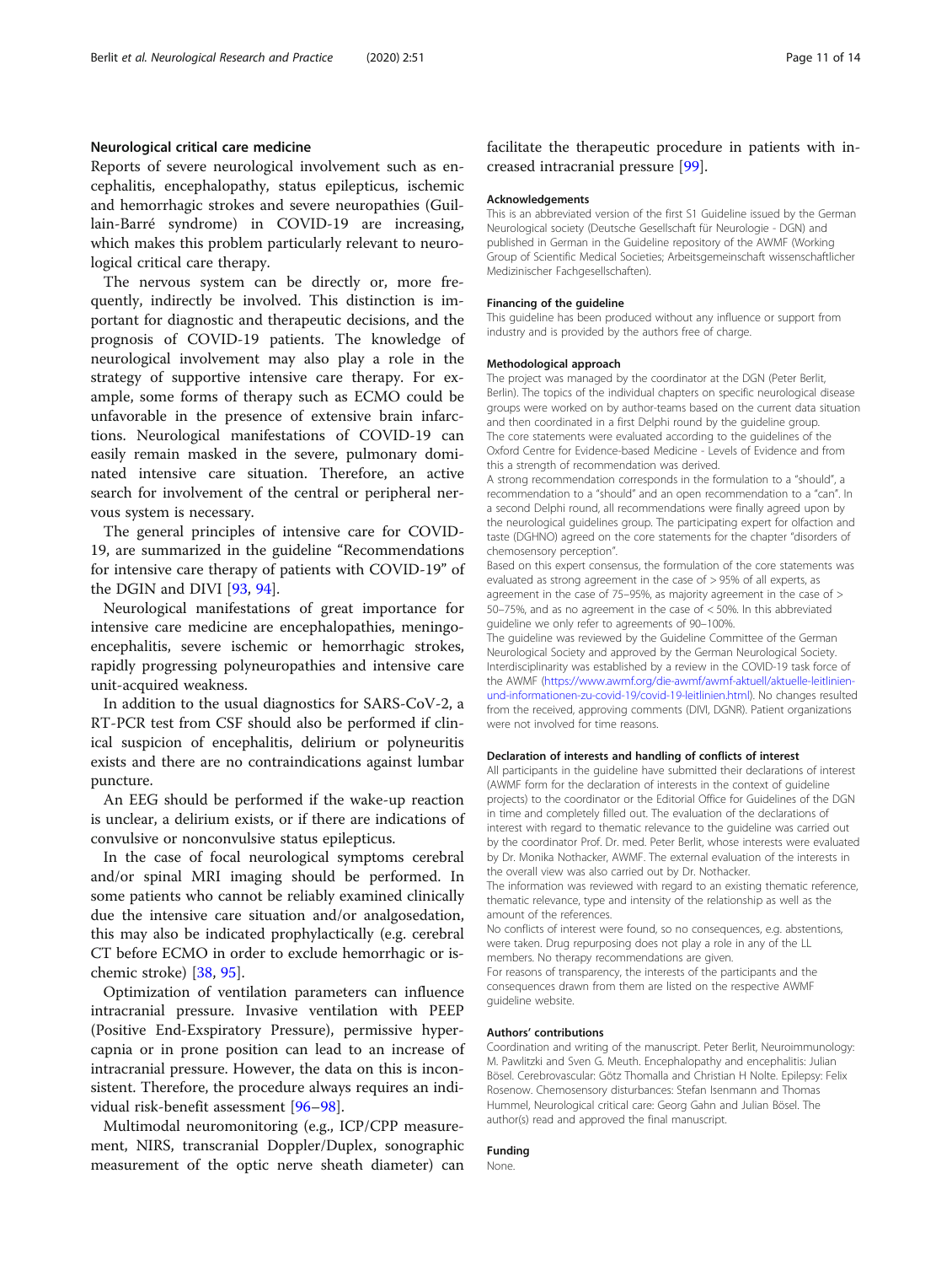## Neurological critical care medicine

Reports of severe neurological involvement such as encephalitis, encephalopathy, status epilepticus, ischemic and hemorrhagic strokes and severe neuropathies (Guillain-Barré syndrome) in COVID-19 are increasing, which makes this problem particularly relevant to neurological critical care therapy.

The nervous system can be directly or, more frequently, indirectly be involved. This distinction is important for diagnostic and therapeutic decisions, and the prognosis of COVID-19 patients. The knowledge of neurological involvement may also play a role in the strategy of supportive intensive care therapy. For example, some forms of therapy such as ECMO could be unfavorable in the presence of extensive brain infarctions. Neurological manifestations of COVID-19 can easily remain masked in the severe, pulmonary dominated intensive care situation. Therefore, an active search for involvement of the central or peripheral nervous system is necessary.

The general principles of intensive care for COVID-19, are summarized in the guideline "Recommendations for intensive care therapy of patients with COVID-19" of the DGIN and DIVI [93, 94].

Neurological manifestations of great importance for intensive care medicine are encephalopathies, meningoencephalitis, severe ischemic or hemorrhagic strokes, rapidly progressing polyneuropathies and intensive care unit-acquired weakness.

In addition to the usual diagnostics for SARS-CoV-2, a RT-PCR test from CSF should also be performed if clinical suspicion of encephalitis, delirium or polyneuritis exists and there are no contraindications against lumbar puncture.

An EEG should be performed if the wake-up reaction is unclear, a delirium exists, or if there are indications of convulsive or nonconvulsive status epilepticus.

In the case of focal neurological symptoms cerebral and/or spinal MRI imaging should be performed. In some patients who cannot be reliably examined clinically due the intensive care situation and/or analgosedation, this may also be indicated prophylactically (e.g. cerebral CT before ECMO in order to exclude hemorrhagic or ischemic stroke) [38, 95].

Optimization of ventilation parameters can influence intracranial pressure. Invasive ventilation with PEEP (Positive End-Exspiratory Pressure), permissive hypercapnia or in prone position can lead to an increase of intracranial pressure. However, the data on this is inconsistent. Therefore, the procedure always requires an individual risk-benefit assessment [96–98].

Multimodal neuromonitoring (e.g., ICP/CPP measurement, NIRS, transcranial Doppler/Duplex, sonographic measurement of the optic nerve sheath diameter) can facilitate the therapeutic procedure in patients with increased intracranial pressure [99].

#### Acknowledgements

This is an abbreviated version of the first S1 Guideline issued by the German Neurological society (Deutsche Gesellschaft für Neurologie - DGN) and published in German in the Guideline repository of the AWMF (Working Group of Scientific Medical Societies; Arbeitsgemeinschaft wissenschaftlicher Medizinischer Fachgesellschaften).

#### Financing of the guideline

This guideline has been produced without any influence or support from industry and is provided by the authors free of charge.

#### Methodological approach

The project was managed by the coordinator at the DGN (Peter Berlit, Berlin). The topics of the individual chapters on specific neurological disease groups were worked on by author-teams based on the current data situation and then coordinated in a first Delphi round by the guideline group.
The core statements were evaluated according to the guidelines of the Oxford Centre for Evidence-based Medicine - Levels of Evidence and from this a strength of recommendation was derived.
A strong recommendation corresponds in the formulation to a "should", a recommendation to a "should" and an open recommendation to a "can". In a second Delphi round, all recommendations were finally agreed upon by the neurological guidelines group. The participating expert for olfaction and taste (DGHNO) agreed on the core statements for the chapter "disorders of chemosensory perception".
Based on this expert consensus, the formulation of the core statements was evaluated as strong agreement in the case of > 95% of all experts, as agreement in the case of 75–95%, as majority agreement in the case of > 50–75%, and as no agreement in the case of < 50%. In this abbreviated guideline we only refer to agreements of 90–100%.
The guideline was reviewed by the Guideline Committee of the German Neurological Society and approved by the German Neurological Society. Interdisciplinarity was established by a review in the COVID-19 task force of the AWMF (https://www.awmf.org/die-awmf/awmf-aktuell/aktuelle-leitlinien-und-informationen-zu-covid-19/covid-19-leitlinien.html). No changes resulted from the received, approving comments (DIVI, DGNR). Patient organizations were not involved for time reasons.

#### Declaration of interests and handling of conflicts of interest

All participants in the guideline have submitted their declarations of interest (AWMF form for the declaration of interests in the context of guideline projects) to the coordinator or the Editorial Office for Guidelines of the DGN in time and completely filled out. The evaluation of the declarations of interest with regard to thematic relevance to the guideline was carried out by the coordinator Prof. Dr. med. Peter Berlit, whose interests were evaluated by Dr. Monika Nothacker, AWMF. The external evaluation of the interests in the overall view was also carried out by Dr. Nothacker.
The information was reviewed with regard to an existing thematic reference, thematic relevance, type and intensity of the relationship as well as the amount of the references.
No conflicts of interest were found, so no consequences, e.g. abstentions, were taken. Drug repurposing does not play a role in any of the LL members. No therapy recommendations are given.
For reasons of transparency, the interests of the participants and the consequences drawn from them are listed on the respective AWMF guideline website.

#### Authors' contributions

Coordination and writing of the manuscript. Peter Berlit, Neuroimmunology: M. Pawlitzki and Sven G. Meuth. Encephalopathy and encephalitis: Julian Bösel. Cerebrovascular: Götz Thomalla and Christian H Nolte. Epilepsy: Felix Rosenow. Chemosensory disturbances: Stefan Isenmann and Thomas Hummel, Neurological critical care: Georg Gahn and Julian Bösel. The author(s) read and approved the final manuscript.

#### Funding

None.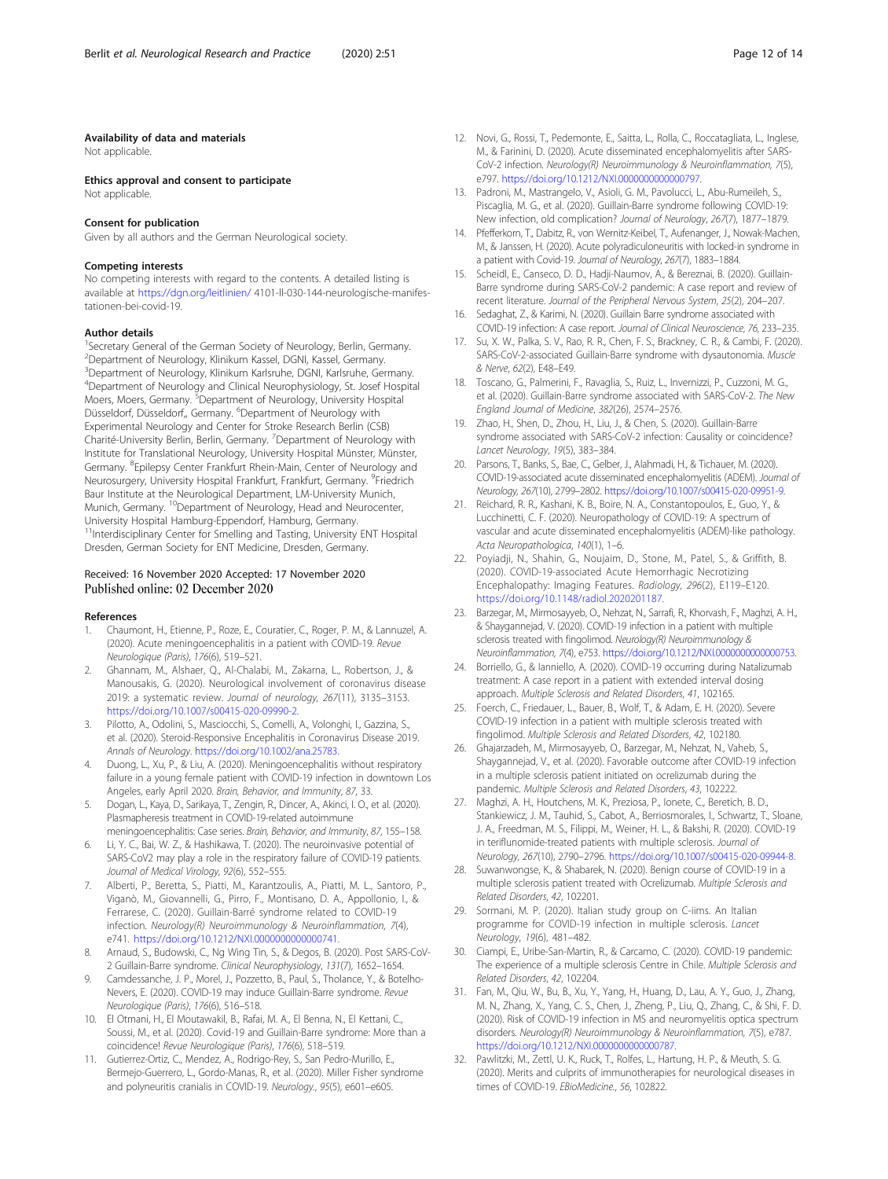#### Availability of data and materials
Not applicable.

#### Ethics approval and consent to participate
Not applicable.

#### Consent for publication
Given by all authors and the German Neurological society.

#### Competing interests
No competing interests with regard to the contents. A detailed listing is available at https://dgn.org/leitlinien/ 4101-ll-030-144-neurologische-manifestationen-bei-covid-19.

#### Author details
[1]Secretary General of the German Society of Neurology, Berlin, Germany. [2]Department of Neurology, Klinikum Kassel, DGNI, Kassel, Germany. [3]Department of Neurology, Klinikum Karlsruhe, DGNI, Karlsruhe, Germany. [4]Department of Neurology and Clinical Neurophysiology, St. Josef Hospital Moers, Moers, Germany. [5]Department of Neurology, University Hospital Düsseldorf, Düsseldorf,, Germany. [6]Department of Neurology with Experimental Neurology and Center for Stroke Research Berlin (CSB) Charité-University Berlin, Berlin, Germany. [7]Department of Neurology with Institute for Translational Neurology, University Hospital Münster, Münster, Germany. [8]Epilepsy Center Frankfurt Rhein-Main, Center of Neurology and Neurosurgery, University Hospital Frankfurt, Frankfurt, Germany. [9]Friedrich Baur Institute at the Neurological Department, LM-University Munich, Munich, Germany. [10]Department of Neurology, Head and Neurocenter, University Hospital Hamburg-Eppendorf, Hamburg, Germany. [11]Interdisciplinary Center for Smelling and Tasting, University ENT Hospital Dresden, German Society for ENT Medicine, Dresden, Germany.

Received: 16 November 2020 Accepted: 17 November 2020
Published online: 02 December 2020

#### References
1. Chaumont, H., Etienne, P., Roze, E., Couratier, C., Roger, P. M., & Lannuzel, A. (2020). Acute meningoencephalitis in a patient with COVID-19. *Revue Neurologique (Paris)*, *176*(6), 519–521.
2. Ghannam, M., Alshaer, Q., Al-Chalabi, M., Zakarna, L., Robertson, J., & Manousakis, G. (2020). Neurological involvement of coronavirus disease 2019: a systematic review. *Journal of neurology*, *267*(11), 3135–3153. https://doi.org/10.1007/s00415-020-09990-2.
3. Pilotto, A., Odolini, S., Masciocchi, S., Comelli, A., Volonghi, I., Gazzina, S., et al. (2020). Steroid-Responsive Encephalitis in Coronavirus Disease 2019. *Annals of Neurology*. https://doi.org/10.1002/ana.25783.
4. Duong, L., Xu, P., & Liu, A. (2020). Meningoencephalitis without respiratory failure in a young female patient with COVID-19 infection in downtown Los Angeles, early April 2020. *Brain, Behavior, and Immunity*, *87*, 33.
5. Dogan, L., Kaya, D., Sarikaya, T., Zengin, R., Dincer, A., Akinci, I. O., et al. (2020). Plasmapheresis treatment in COVID-19-related autoimmune meningoencephalitis: Case series. *Brain, Behavior, and Immunity*, *87*, 155–158.
6. Li, Y. C., Bai, W. Z., & Hashikawa, T. (2020). The neuroinvasive potential of SARS-CoV2 may play a role in the respiratory failure of COVID-19 patients. *Journal of Medical Virology*, *92*(6), 552–555.
7. Alberti, P., Beretta, S., Piatti, M., Karantzoulis, A., Piatti, M. L., Santoro, P., Viganò, M., Giovannelli, G., Pirro, F., Montisano, D. A., Appollonio, I., & Ferrarese, C. (2020). Guillain-Barré syndrome related to COVID-19 infection. *Neurology(R) Neuroimmunology & Neuroinflammation*, *7*(4), e741. https://doi.org/10.1212/NXI.0000000000000741.
8. Arnaud, S., Budowski, C., Ng Wing Tin, S., & Degos, B. (2020). Post SARS-CoV-2 Guillain-Barre syndrome. *Clinical Neurophysiology*, *131*(7), 1652–1654.
9. Camdessanche, J. P., Morel, J., Pozzetto, B., Paul, S., Tholance, Y., & Botelho-Nevers, E. (2020). COVID-19 may induce Guillain-Barre syndrome. *Revue Neurologique (Paris)*, *176*(6), 516–518.
10. El Otmani, H., El Moutawakil, B., Rafai, M. A., El Benna, N., El Kettani, C., Soussi, M., et al. (2020). Covid-19 and Guillain-Barre syndrome: More than a coincidence! *Revue Neurologique (Paris)*, *176*(6), 518–519.
11. Gutierrez-Ortiz, C., Mendez, A., Rodrigo-Rey, S., San Pedro-Murillo, E., Bermejo-Guerrero, L., Gordo-Manas, R., et al. (2020). Miller Fisher syndrome and polyneuritis cranialis in COVID-19. *Neurology.*, *95*(5), e601–e605.
12. Novi, G., Rossi, T., Pedemonte, E., Saitta, L., Rolla, C., Roccatagliata, L., Inglese, M., & Farinini, D. (2020). Acute disseminated encephalomyelitis after SARS-CoV-2 infection. *Neurology(R) Neuroimmunology & Neuroinflammation*, *7*(5), e797. https://doi.org/10.1212/NXI.0000000000000797.
13. Padroni, M., Mastrangelo, V., Asioli, G. M., Pavolucci, L., Abu-Rumeileh, S., Piscaglia, M. G., et al. (2020). Guillain-Barre syndrome following COVID-19: New infection, old complication? *Journal of Neurology*, *267*(7), 1877–1879.
14. Pfefferkorn, T., Dabitz, R., von Wernitz-Keibel, T., Aufenanger, J., Nowak-Machen, M., & Janssen, H. (2020). Acute polyradiculoneuritis with locked-in syndrome in a patient with Covid-19. *Journal of Neurology*, *267*(7), 1883–1884.
15. Scheidl, E., Canseco, D. D., Hadji-Naumov, A., & Bereznai, B. (2020). Guillain-Barre syndrome during SARS-CoV-2 pandemic: A case report and review of recent literature. *Journal of the Peripheral Nervous System*, *25*(2), 204–207.
16. Sedaghat, Z., & Karimi, N. (2020). Guillain Barre syndrome associated with COVID-19 infection: A case report. *Journal of Clinical Neuroscience*, *76*, 233–235.
17. Su, X. W., Palka, S. V., Rao, R. R., Chen, F. S., Brackney, C. R., & Cambi, F. (2020). SARS-CoV-2-associated Guillain-Barre syndrome with dysautonomia. *Muscle & Nerve*, *62*(2), E48–E49.
18. Toscano, G., Palmerini, F., Ravaglia, S., Ruiz, L., Invernizzi, P., Cuzzoni, M. G., et al. (2020). Guillain-Barre syndrome associated with SARS-CoV-2. *The New England Journal of Medicine*, *382*(26), 2574–2576.
19. Zhao, H., Shen, D., Zhou, H., Liu, J., & Chen, S. (2020). Guillain-Barre syndrome associated with SARS-CoV-2 infection: Causality or coincidence? *Lancet Neurology*, *19*(5), 383–384.
20. Parsons, T., Banks, S., Bae, C., Gelber, J., Alahmadi, H., & Tichauer, M. (2020). COVID-19-associated acute disseminated encephalomyelitis (ADEM). *Journal of Neurology*, *267*(10), 2799–2802. https://doi.org/10.1007/s00415-020-09951-9.
21. Reichard, R. R., Kashani, K. B., Boire, N. A., Constantopoulos, E., Guo, Y., & Lucchinetti, C. F. (2020). Neuropathology of COVID-19: A spectrum of vascular and acute disseminated encephalomyelitis (ADEM)-like pathology. *Acta Neuropathologica*, *140*(1), 1–6.
22. Poyiadji, N., Shahin, G., Noujaim, D., Stone, M., Patel, S., & Griffith, B. (2020). COVID-19-associated Acute Hemorrhagic Necrotizing Encephalopathy: Imaging Features. *Radiology*, *296*(2), E119–E120. https://doi.org/10.1148/radiol.2020201187.
23. Barzegar, M., Mirmosayyeb, O., Nehzat, N., Sarrafi, R., Khorvash, F., Maghzi, A. H., & Shaygannejad, V. (2020). COVID-19 infection in a patient with multiple sclerosis treated with fingolimod. *Neurology(R) Neuroimmunology & Neuroinflammation*, *7*(4), e753. https://doi.org/10.1212/NXI.0000000000000753.
24. Borriello, G., & Ianniello, A. (2020). COVID-19 occurring during Natalizumab treatment: A case report in a patient with extended interval dosing approach. *Multiple Sclerosis and Related Disorders*, *41*, 102165.
25. Foerch, C., Friedauer, L., Bauer, B., Wolf, T., & Adam, E. H. (2020). Severe COVID-19 infection in a patient with multiple sclerosis treated with fingolimod. *Multiple Sclerosis and Related Disorders*, *42*, 102180.
26. Ghajarzadeh, M., Mirmosayyeb, O., Barzegar, M., Nehzat, N., Vaheb, S., Shaygannejad, V., et al. (2020). Favorable outcome after COVID-19 infection in a multiple sclerosis patient initiated on ocrelizumab during the pandemic. *Multiple Sclerosis and Related Disorders*, *43*, 102222.
27. Maghzi, A. H., Houtchens, M. K., Preziosa, P., Ionete, C., Beretich, B. D., Stankiewicz, J. M., Tauhid, S., Cabot, A., Berriosmorales, I., Schwartz, T., Sloane, J. A., Freedman, M. S., Filippi, M., Weiner, H. L., & Bakshi, R. (2020). COVID-19 in teriflunomide-treated patients with multiple sclerosis. *Journal of Neurology*, *267*(10), 2790–2796. https://doi.org/10.1007/s00415-020-09944-8.
28. Suwanwongse, K., & Shabarek, N. (2020). Benign course of COVID-19 in a multiple sclerosis patient treated with Ocrelizumab. *Multiple Sclerosis and Related Disorders*, *42*, 102201.
29. Sormani, M. P. (2020). Italian study group on C-iims. An Italian programme for COVID-19 infection in multiple sclerosis. *Lancet Neurology*, *19*(6), 481–482.
30. Ciampi, E., Uribe-San-Martin, R., & Carcamo, C. (2020). COVID-19 pandemic: The experience of a multiple sclerosis Centre in Chile. *Multiple Sclerosis and Related Disorders*, *42*, 102204.
31. Fan, M., Qiu, W., Bu, B., Xu, Y., Yang, H., Huang, D., Lau, A. Y., Guo, J., Zhang, M. N., Zhang, X., Yang, C. S., Chen, J., Zheng, P., Liu, Q., Zhang, C., & Shi, F. D. (2020). Risk of COVID-19 infection in MS and neuromyelitis optica spectrum disorders. *Neurology(R) Neuroimmunology & Neuroinflammation*, *7*(5), e787. https://doi.org/10.1212/NXI.0000000000000787.
32. Pawlitzki, M., Zettl, U. K., Ruck, T., Rolfes, L., Hartung, H. P., & Meuth, S. G. (2020). Merits and culprits of immunotherapies for neurological diseases in times of COVID-19. *EBioMedicine.*, *56*, 102822.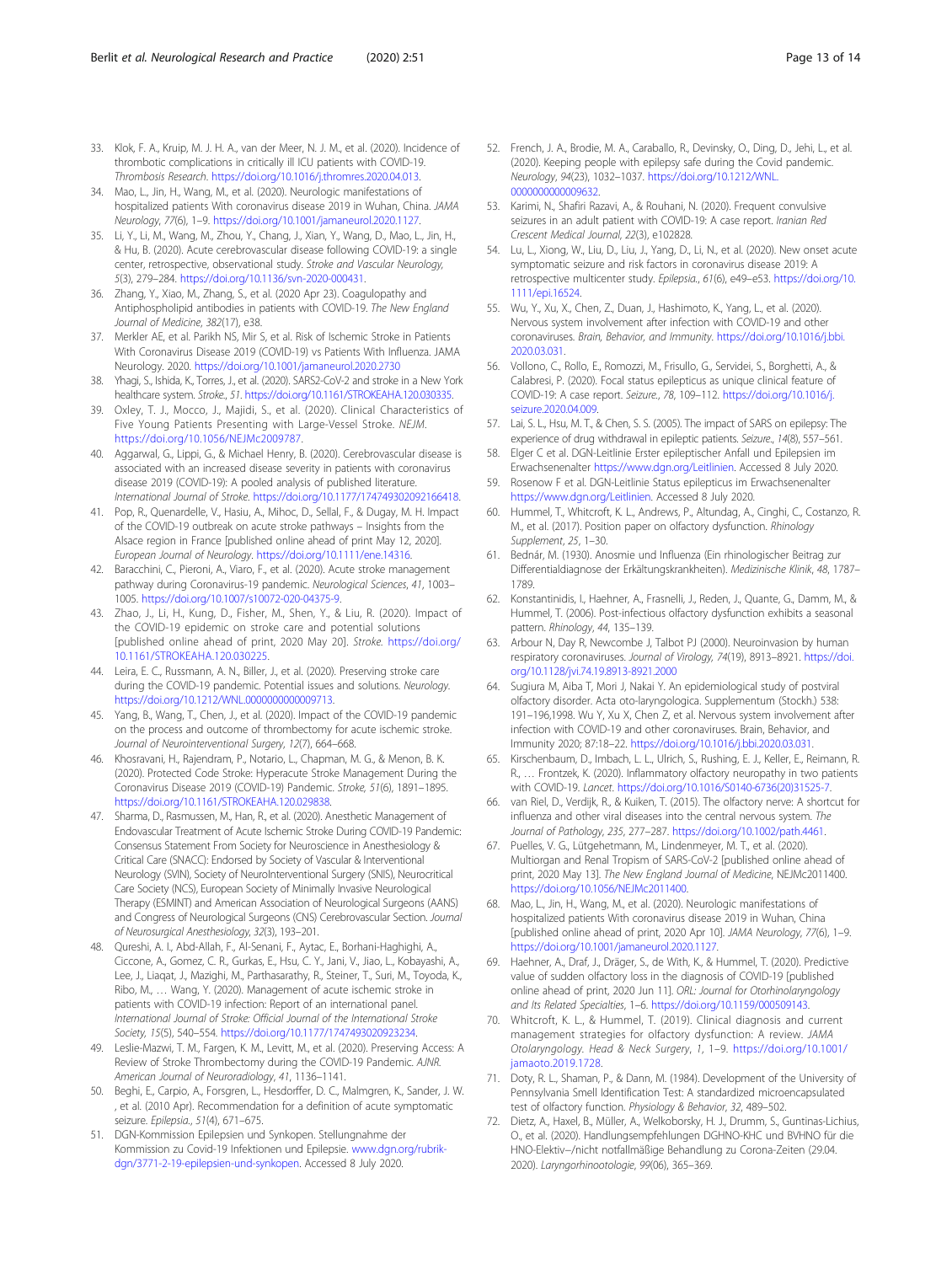33. Klok, F. A., Kruip, M. J. H. A., van der Meer, N. J. M., et al. (2020). Incidence of thrombotic complications in critically ill ICU patients with COVID-19. *Thrombosis Research*. https://doi.org/10.1016/j.thromres.2020.04.013.
34. Mao, L., Jin, H., Wang, M., et al. (2020). Neurologic manifestations of hospitalized patients With coronavirus disease 2019 in Wuhan, China. *JAMA Neurology*, *77*(6), 1–9. https://doi.org/10.1001/jamaneurol.2020.1127.
35. Li, Y., Li, M., Wang, M., Zhou, Y., Chang, J., Xian, Y., Wang, D., Mao, L., Jin, H., & Hu, B. (2020). Acute cerebrovascular disease following COVID-19: a single center, retrospective, observational study. *Stroke and Vascular Neurology*, *5*(3), 279–284. https://doi.org/10.1136/svn-2020-000431.
36. Zhang, Y., Xiao, M., Zhang, S., et al. (2020 Apr 23). Coagulopathy and Antiphospholipid antibodies in patients with COVID-19. *The New England Journal of Medicine*, *382*(17), e38.
37. Merkler AE, et al. Parikh NS, Mir S, et al. Risk of Ischemic Stroke in Patients With Coronavirus Disease 2019 (COVID-19) vs Patients With Influenza. JAMA Neurology. 2020. https://doi.org/10.1001/jamaneurol.2020.2730
38. Yhagi, S., Ishida, K., Torres, J., et al. (2020). SARS2-CoV-2 and stroke in a New York healthcare system. *Stroke*, *51*. https://doi.org/10.1161/STROKEAHA.120.030335.
39. Oxley, T. J., Mocco, J., Majidi, S., et al. (2020). Clinical Characteristics of Five Young Patients Presenting with Large-Vessel Stroke. *NEJM*. https://doi.org/10.1056/NEJMc2009787.
40. Aggarwal, G., Lippi, G., & Michael Henry, B. (2020). Cerebrovascular disease is associated with an increased disease severity in patients with coronavirus disease 2019 (COVID-19): A pooled analysis of published literature. *International Journal of Stroke*. https://doi.org/10.1177/174749302092166418.
41. Pop, R., Quenardelle, V., Hasiu, A., Mihoc, D., Sellal, F., & Dugay, M. H. Impact of the COVID-19 outbreak on acute stroke pathways – Insights from the Alsace region in France [published online ahead of print May 12, 2020]. *European Journal of Neurology*. https://doi.org/10.1111/ene.14316.
42. Baracchini, C., Pieroni, A., Viaro, F., et al. (2020). Acute stroke management pathway during Coronavirus-19 pandemic. *Neurological Sciences*, *41*, 1003–1005. https://doi.org/10.1007/s10072-020-04375-9.
43. Zhao, J., Li, H., Kung, D., Fisher, M., Shen, Y., & Liu, R. (2020). Impact of the COVID-19 epidemic on stroke care and potential solutions [published online ahead of print, 2020 May 20]. *Stroke*. https://doi.org/10.1161/STROKEAHA.120.030225.
44. Leira, E. C., Russmann, A. N., Biller, J., et al. (2020). Preserving stroke care during the COVID-19 pandemic. Potential issues and solutions. *Neurology*. https://doi.org/10.1212/WNL.0000000000009713.
45. Yang, B., Wang, T., Chen, J., et al. (2020). Impact of the COVID-19 pandemic on the process and outcome of thrombectomy for acute ischemic stroke. *Journal of Neurointerventional Surgery*, *12*(7), 664–668.
46. Khosravani, H., Rajendram, P., Notario, L., Chapman, M. G., & Menon, B. K. (2020). Protected Code Stroke: Hyperacute Stroke Management During the Coronavirus Disease 2019 (COVID-19) Pandemic. *Stroke*, *51*(6), 1891–1895. https://doi.org/10.1161/STROKEAHA.120.029838.
47. Sharma, D., Rasmussen, M., Han, R., et al. (2020). Anesthetic Management of Endovascular Treatment of Acute Ischemic Stroke During COVID-19 Pandemic: Consensus Statement From Society for Neuroscience in Anesthesiology & Critical Care (SNACC): Endorsed by Society of Vascular & Interventional Neurology (SVIN), Society of NeuroInterventional Surgery (SNIS), Neurocritical Care Society (NCS), European Society of Minimally Invasive Neurological Therapy (ESMINT) and American Association of Neurological Surgeons (AANS) and Congress of Neurological Surgeons (CNS) Cerebrovascular Section. *Journal of Neurosurgical Anesthesiology*, *32*(3), 193–201.
48. Qureshi, A. I., Abd-Allah, F., Al-Senani, F., Aytac, E., Borhani-Haghighi, A., Ciccone, A., Gomez, C. R., Gurkas, E., Hsu, C. Y., Jani, V., Jiao, L., Kobayashi, A., Lee, J., Liaqat, J., Mazighi, M., Parthasarathy, R., Steiner, T., Suri, M., Toyoda, K., Ribo, M., … Wang, Y. (2020). Management of acute ischemic stroke in patients with COVID-19 infection: Report of an international panel. *International Journal of Stroke: Official Journal of the International Stroke Society*, *15*(5), 540–554. https://doi.org/10.1177/1747493020923234.
49. Leslie-Mazwi, T. M., Fargen, K. M., Levitt, M., et al. (2020). Preserving Access: A Review of Stroke Thrombectomy during the COVID-19 Pandemic. *AJNR. American Journal of Neuroradiology*, *41*, 1136–1141.
50. Beghi, E., Carpio, A., Forsgren, L., Hesdorffer, D. C., Malmgren, K., Sander, J. W. , et al. (2010 Apr). Recommendation for a definition of acute symptomatic seizure. *Epilepsia.*, *51*(4), 671–675.
51. DGN-Kommission Epilepsien und Synkopen. Stellungnahme der Kommission zu Covid-19 Infektionen und Epilepsie. www.dgn.org/rubrik-dgn/3771-2-19-epilepsien-und-synkopen. Accessed 8 July 2020.
52. French, J. A., Brodie, M. A., Caraballo, R., Devinsky, O., Ding, D., Jehi, L., et al. (2020). Keeping people with epilepsy safe during the Covid pandemic. *Neurology*, *94*(23), 1032–1037. https://doi.org/10.1212/WNL.0000000000009632.
53. Karimi, N., Shafiri Razavi, A., & Rouhani, N. (2020). Frequent convulsive seizures in an adult patient with COVID-19: A case report. *Iranian Red Crescent Medical Journal*, *22*(3), e102828.
54. Lu, L., Xiong, W., Liu, D., Liu, J., Yang, D., Li, N., et al. (2020). New onset acute symptomatic seizure and risk factors in coronavirus disease 2019: A retrospective multicenter study. *Epilepsia.*, *61*(6), e49–e53. https://doi.org/10.1111/epi.16524.
55. Wu, Y., Xu, X., Chen, Z., Duan, J., Hashimoto, K., Yang, L., et al. (2020). Nervous system involvement after infection with COVID-19 and other coronaviruses. *Brain, Behavior, and Immunity*. https://doi.org/10.1016/j.bbi.2020.03.031.
56. Vollono, C., Rollo, E., Romozzi, M., Frisullo, G., Servidei, S., Borghetti, A., & Calabresi, P. (2020). Focal status epilepticus as unique clinical feature of COVID-19: A case report. *Seizure.*, *78*, 109–112. https://doi.org/10.1016/j.seizure.2020.04.009.
57. Lai, S. L., Hsu, M. T., & Chen, S. S. (2005). The impact of SARS on epilepsy: The experience of drug withdrawal in epileptic patients. *Seizure.*, *14*(8), 557–561.
58. Elger C et al. DGN-Leitlinie Erster epileptischer Anfall und Epilepsien im Erwachsenenalter https://www.dgn.org/Leitlinien. Accessed 8 July 2020.
59. Rosenow F et al. DGN-Leitlinie Status epilepticus im Erwachsenenalter https://www.dgn.org/Leitlinien. Accessed 8 July 2020.
60. Hummel, T., Whitcroft, K. L., Andrews, P., Altundag, A., Cinghi, C., Costanzo, R. M., et al. (2017). Position paper on olfactory dysfunction. *Rhinology Supplement*, *25*, 1–30.
61. Bednár, M. (1930). Anosmie und Influenza (Ein rhinologischer Beitrag zur Differentialdiagnose der Erkältungskrankheiten). *Medizinische Klinik*, *48*, 1787–1789.
62. Konstantinidis, I., Haehner, A., Frasnelli, J., Reden, J., Quante, G., Damm, M., & Hummel, T. (2006). Post-infectious olfactory dysfunction exhibits a seasonal pattern. *Rhinology*, *44*, 135–139.
63. Arbour N, Day R, Newcombe J, Talbot PJ (2000). Neuroinvasion by human respiratory coronaviruses. *Journal of Virology, 74*(19), 8913–8921. https://doi.org/10.1128/jvi.74.19.8913-8921.2000
64. Sugiura M, Aiba T, Mori J, Nakai Y. An epidemiological study of postviral olfactory disorder. Acta oto-laryngologica. Supplementum (Stockh.) 538: 191–196,1998. Wu Y, Xu X, Chen Z, et al. Nervous system involvement after infection with COVID-19 and other coronaviruses. Brain, Behavior, and Immunity 2020; 87:18–22. https://doi.org/10.1016/j.bbi.2020.03.031.
65. Kirschenbaum, D., Imbach, L. L., Ulrich, S., Rushing, E. J., Keller, E., Reimann, R. R., … Frontzek, K. (2020). Inflammatory olfactory neuropathy in two patients with COVID-19. *Lancet*. https://doi.org/10.1016/S0140-6736(20)31525-7.
66. van Riel, D., Verdijk, R., & Kuiken, T. (2015). The olfactory nerve: A shortcut for influenza and other viral diseases into the central nervous system. *The Journal of Pathology*, *235*, 277–287. https://doi.org/10.1002/path.4461.
67. Puelles, V. G., Lütgehetmann, M., Lindenmeyer, M. T., et al. (2020). Multiorgan and Renal Tropism of SARS-CoV-2 [published online ahead of print, 2020 May 13]. *The New England Journal of Medicine*, NEJMc2011400. https://doi.org/10.1056/NEJMc2011400.
68. Mao, L., Jin, H., Wang, M., et al. (2020). Neurologic manifestations of hospitalized patients With coronavirus disease 2019 in Wuhan, China [published online ahead of print, 2020 Apr 10]. *JAMA Neurology*, *77*(6), 1–9. https://doi.org/10.1001/jamaneurol.2020.1127.
69. Haehner, A., Draf, J., Dräger, S., de With, K., & Hummel, T. (2020). Predictive value of sudden olfactory loss in the diagnosis of COVID-19 [published online ahead of print, 2020 Jun 11]. *ORL: Journal for Otorhinolaryngology and Its Related Specialties*, 1–6. https://doi.org/10.1159/000509143.
70. Whitcroft, K. L., & Hummel, T. (2019). Clinical diagnosis and current management strategies for olfactory dysfunction: A review. *JAMA Otolaryngology. Head & Neck Surgery*, *1*, 1–9. https://doi.org/10.1001/jamaoto.2019.1728.
71. Doty, R. L., Shaman, P., & Dann, M. (1984). Development of the University of Pennsylvania Smell Identification Test: A standardized microencapsulated test of olfactory function. *Physiology & Behavior*, *32*, 489–502.
72. Dietz, A., Haxel, B., Müller, A., Welkoborsky, H. J., Drumm, S., Guntinas-Lichius, O., et al. (2020). Handlungsempfehlungen DGHNO-KHC und BVHNO für die HNO-Elektiv−/nicht notfallmäßige Behandlung zu Corona-Zeiten (29.04. 2020). *Laryngorhinootologie*, *99*(06), 365–369.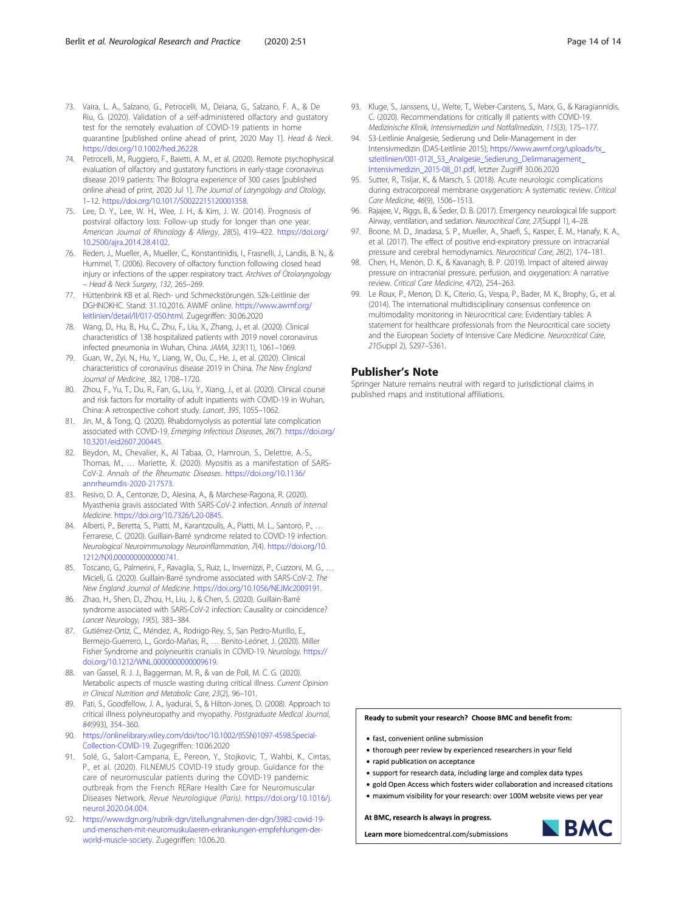73. Vaira, L. A., Salzano, G., Petrocelli, M., Deiana, G., Salzano, F. A., & De Riu, G. (2020). Validation of a self-administered olfactory and gustatory test for the remotely evaluation of COVID-19 patients in home quarantine [published online ahead of print, 2020 May 1]. *Head & Neck*. https://doi.org/10.1002/hed.26228.
74. Petrocelli, M., Ruggiero, F., Baietti, A. M., et al. (2020). Remote psychophysical evaluation of olfactory and gustatory functions in early-stage coronavirus disease 2019 patients: The Bologna experience of 300 cases [published online ahead of print, 2020 Jul 1]. *The Journal of Laryngology and Otology*, 1–12. https://doi.org/10.1017/S0022215120001358.
75. Lee, D. Y., Lee, W. H., Wee, J. H., & Kim, J. W. (2014). Prognosis of postviral olfactory loss: Follow-up study for longer than one year. *American Journal of Rhinology & Allergy*, *28*(5), 419–422. https://doi.org/10.2500/ajra.2014.28.4102.
76. Reden, J., Mueller, A., Mueller, C., Konstantinidis, I., Frasnelli, J., Landis, B. N., & Hummel, T. (2006). Recovery of olfactory function following closed head injury or infections of the upper respiratory tract. *Archives of Otolaryngology – Head & Neck Surgery*, *132*, 265–269.
77. Hüttenbrink KB et al. Riech- und Schmeckstörungen. S2k-Leitlinie der DGHNOKHC. Stand: 31.10.2016. AWMF online. https://www.awmf.org/leitlinien/detail/ll/017-050.html. Zugegriffen: 30.06.2020
78. Wang, D., Hu, B., Hu, C., Zhu, F., Liu, X., Zhang, J., et al. (2020). Clinical characteristics of 138 hospitalized patients with 2019 novel coronavirus infected pneumonia in Wuhan, China. *JAMA*, *323*(11), 1061–1069.
79. Guan, W., Zyi, N., Hu, Y., Liang, W., Ou, C., He, J., et al. (2020). Clinical characteristics of coronavirus disease 2019 in China. *The New England Journal of Medicine*, *382*, 1708–1720.
80. Zhou, F., Yu, T., Du, R., Fan, G., Liu, Y., Xiang, J., et al. (2020). Clinical course and risk factors for mortality of adult inpatients with COVID-19 in Wuhan, China: A retrospective cohort study. *Lancet*, *395*, 1055–1062.
81. Jin, M., & Tong, Q. (2020). Rhabdomyolysis as potential late complication associated with COVID-19. *Emerging Infectious Diseases*, *26*(7). https://doi.org/10.3201/eid2607.200445.
82. Beydon, M., Chevalier, K., Al Tabaa, O., Hamroun, S., Delettre, A.-S., Thomas, M., … Mariette, X. (2020). Myositis as a manifestation of SARS-CoV-2. *Annals of the Rheumatic Diseases*. https://doi.org/10.1136/annrheumdis-2020-217573.
83. Resivo, D. A., Centonze, D., Alesina, A., & Marchese-Ragona, R. (2020). Myasthenia gravis associated With SARS-CoV-2 infection. *Annals of Internal Medicine*. https://doi.org/10.7326/L20-0845.
84. Alberti, P., Beretta, S., Piatti, M., Karantzoulis, A., Piatti, M. L., Santoro, P., … Ferrarese, C. (2020). Guillain-Barré syndrome related to COVID-19 infection. *Neurological Neuroimmunology Neuroinflammation*, *7*(4). https://doi.org/10.1212/NXI.0000000000000741.
85. Toscano, G., Palmerini, F., Ravaglia, S., Ruiz, L., Invernizzi, P., Cuzzoni, M. G., … Micieli, G. (2020). Guillain-Barré syndrome associated with SARS-CoV-2. *The New England Journal of Medicine*. https://doi.org/10.1056/NEJMc2009191.
86. Zhao, H., Shen, D., Zhou, H., Liu, J., & Chen, S. (2020). Guillain-Barré syndrome associated with SARS-CoV-2 infection: Causality or coincidence? *Lancet Neurology*, *19*(5), 383–384.
87. Gutiérrez-Ortiz, C., Méndez, A., Rodrigo-Rey, S., San Pedro-Murillo, E., Bermejo-Guerrero, L., Gordo-Mañas, R., … Benito-León, J. (2020). Miller Fisher Syndrome and polyneuritis cranialis in COVID-19. *Neurology*. https://doi.org/10.1212/WNL.0000000000009619.
88. van Gassel, R. J. J., Baggerman, M. R., & van de Poll, M. C. G. (2020). Metabolic aspects of muscle wasting during critical illness. *Current Opinion in Clinical Nutrition and Metabolic Care*, *23*(2), 96–101.
89. Pati, S., Goodfellow, J. A., Iyadurai, S., & Hilton-Jones, D. (2008). Approach to critical illness polyneuropathy and myopathy. *Postgraduate Medical Journal*, *84*(993), 354–360.
90. https://onlinelibrary.wiley.com/doi/toc/10.1002/(ISSN)1097-4598.Special-Collection-COVID-19. Zugegriffen: 10.06.2020
91. Solé, G., Salort-Campana, E., Pereon, Y., Stojkovic, T., Wahbi, K., Cintas, P., et al. (2020). FILNEMUS COVID-19 study group. Guidance for the care of neuromuscular patients during the COVID-19 pandemic outbreak from the French RERare Health Care for Neuromuscular Diseases Network. *Revue Neurologique (Paris)*. https://doi.org/10.1016/j.neurol.2020.04.004.
92. https://www.dgn.org/rubrik-dgn/stellungnahmen-der-dgn/3982-covid-19-und-menschen-mit-neuromuskulaeren-erkrankungen-empfehlungen-der-world-muscle-society. Zugegriffen: 10.06.20.
93. Kluge, S., Janssens, U., Welte, T., Weber-Carstens, S., Marx, G., & Karagiannidis, C. (2020). Recommendations for critically ill patients with COVID-19. *Medizinische Klinik, Intensivmedizin und Notfallmedizin*, *115*(3), 175–177.
94. S3-Leitlinie Analgesie, Sedierung und Delir-Management in der Intensivmedizin (DAS-Leitlinie 2015); https://www.awmf.org/uploads/tx_szleitlinien/001-012l_S3_Analgesie_Sedierung_Delirmanagement_Intensivmedizin_2015-08_01.pdf, letzter Zugriff 30.06.2020
95. Sutter, R., Tisljar, K., & Marsch, S. (2018). Acute neurologic complications during extracorporeal membrane oxygenation: A systematic review. *Critical Care Medicine*, *46*(9), 1506–1513.
96. Rajajee, V., Riggs, B., & Seder, D. B. (2017). Emergency neurological life support: Airway, ventilation, and sedation. *Neurocritical Care*, *27*(Suppl 1), 4–28.
97. Boone, M. D., Jinadasa, S. P., Mueller, A., Shaefi, S., Kasper, E. M., Hanafy, K. A., et al. (2017). The effect of positive end-expiratory pressure on intracranial pressure and cerebral hemodynamics. *Neurocritical Care*, *26*(2), 174–181.
98. Chen, H., Menon, D. K., & Kavanagh, B. P. (2019). Impact of altered airway pressure on intracranial pressure, perfusion, and oxygenation: A narrative review. *Critical Care Medicine*, *47*(2), 254–263.
99. Le Roux, P., Menon, D. K., Citerio, G., Vespa, P., Bader, M. K., Brophy, G., et al. (2014). The international multidisciplinary consensus conference on multimodality monitoring in Neurocritical care: Evidentiary tables: A statement for healthcare professionals from the Neurocritical care society and the European Society of Intensive Care Medicine. *Neurocritical Care*, *21*(Suppl 2), S297–S361.

## Publisher's Note

Springer Nature remains neutral with regard to jurisdictional claims in published maps and institutional affiliations.

**Ready to submit your research? Choose BMC and benefit from:**

- fast, convenient online submission
- thorough peer review by experienced researchers in your field
- rapid publication on acceptance
- support for research data, including large and complex data types
- gold Open Access which fosters wider collaboration and increased citations
- maximum visibility for your research: over 100M website views per year

**At BMC, research is always in progress.**

**Learn more** biomedcentral.com/submissions

BMC